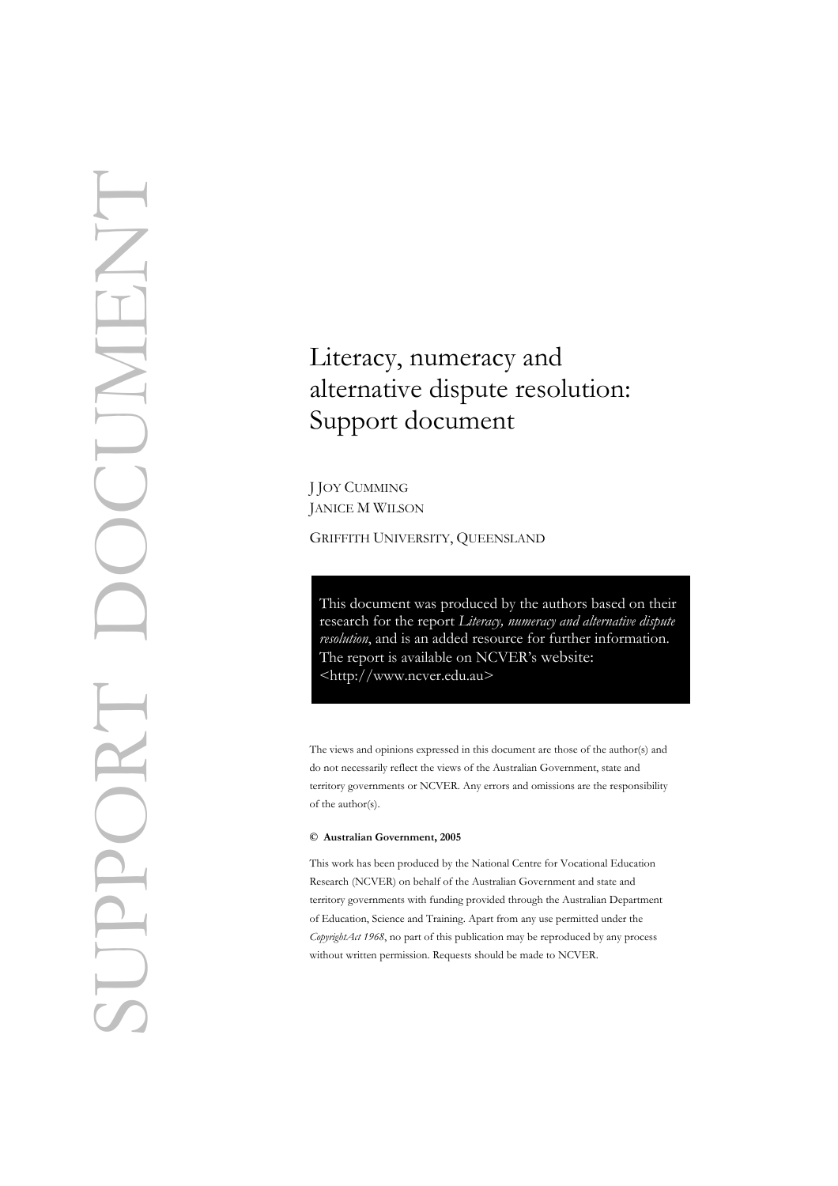SUPPORT DOCUMENT

# Literacy, numeracy and alternative dispute resolution: Support document

J JOY CUMMING
JANICE M WILSON

GRIFFITH UNIVERSITY, QUEENSLAND

This document was produced by the authors based on their research for the report *Literacy, numeracy and alternative dispute resolution*, and is an added resource for further information. The report is available on NCVER's website: <http://www.ncver.edu.au>

The views and opinions expressed in this document are those of the author(s) and do not necessarily reflect the views of the Australian Government, state and territory governments or NCVER. Any errors and omissions are the responsibility of the author(s).

**© Australian Government, 2005**

This work has been produced by the National Centre for Vocational Education Research (NCVER) on behalf of the Australian Government and state and territory governments with funding provided through the Australian Department of Education, Science and Training. Apart from any use permitted under the *CopyrightAct 1968*, no part of this publication may be reproduced by any process without written permission. Requests should be made to NCVER.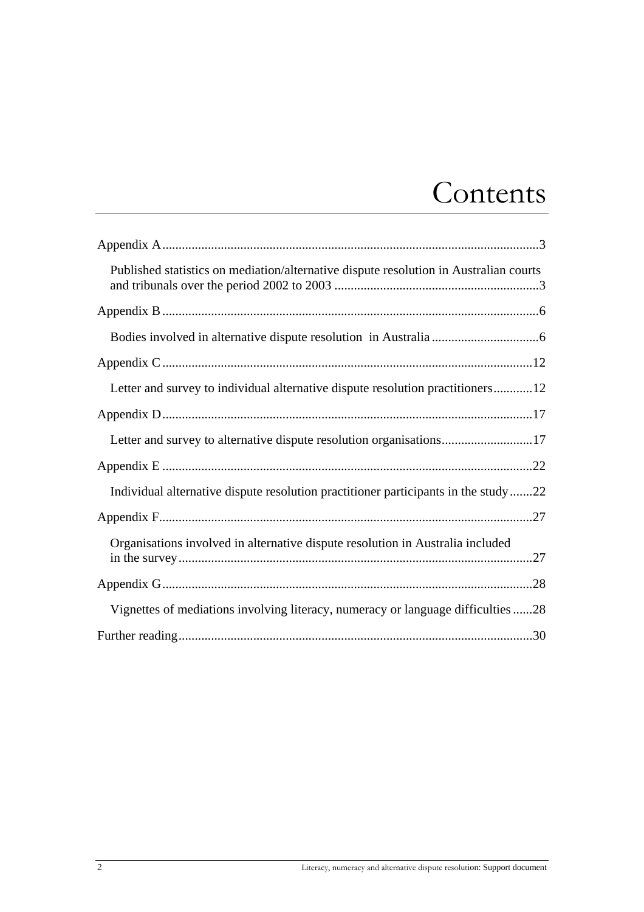# Contents

Appendix A ....................................................................................................................3

Published statistics on mediation/alternative dispute resolution in Australian courts and tribunals over the period 2002 to 2003 ...............................................................3

Appendix B ....................................................................................................................6

Bodies involved in alternative dispute resolution in Australia .................................6

Appendix C ..................................................................................................................12

Letter and survey to individual alternative dispute resolution practitioners............12

Appendix D ..................................................................................................................17

Letter and survey to alternative dispute resolution organisations............................17

Appendix E ..................................................................................................................22

Individual alternative dispute resolution practitioner participants in the study.......22

Appendix F...................................................................................................................27

Organisations involved in alternative dispute resolution in Australia included in the survey.............................................................................................................27

Appendix G ..................................................................................................................28

Vignettes of mediations involving literacy, numeracy or language difficulties......28

Further reading.............................................................................................................30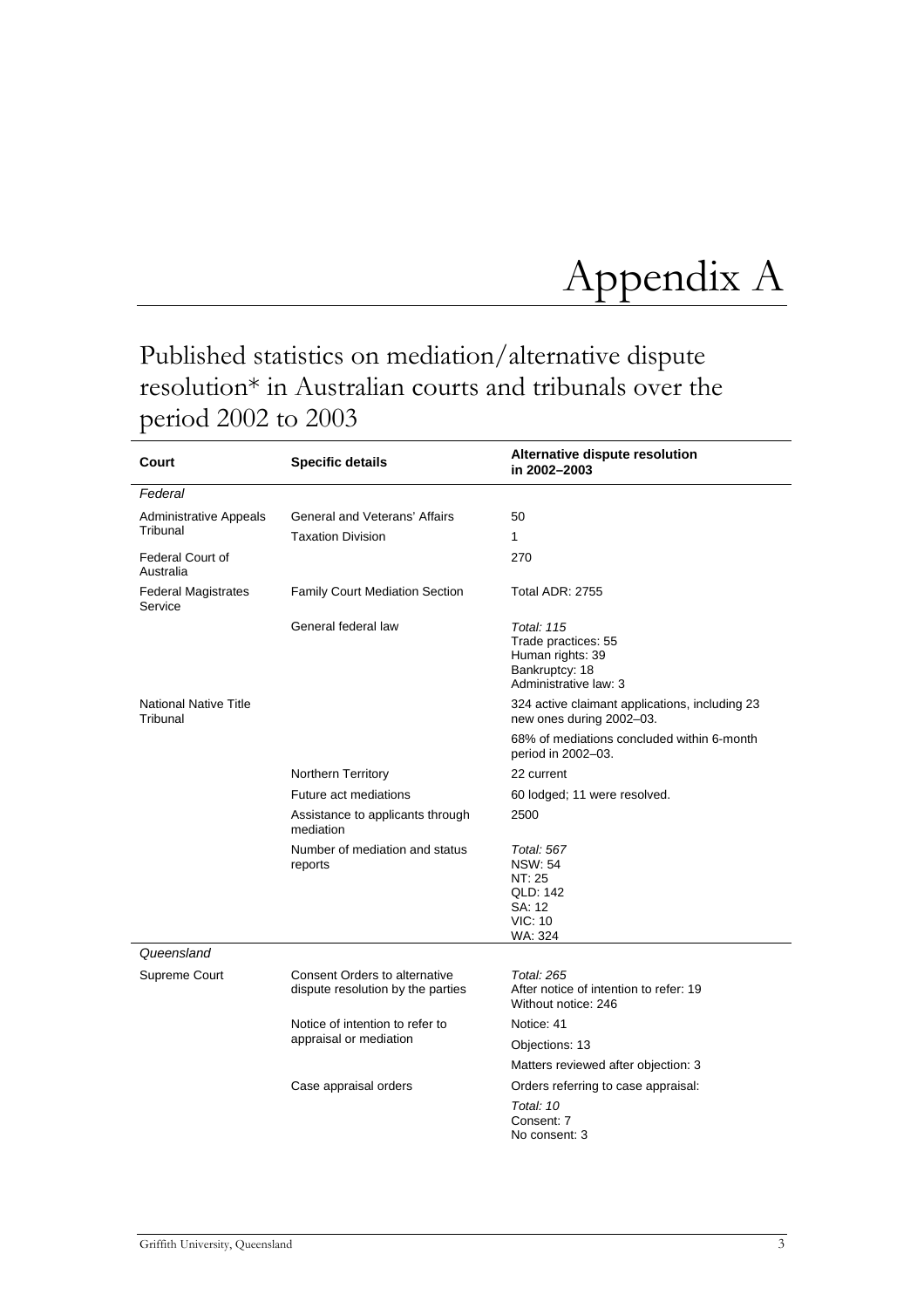# Appendix A

## Published statistics on mediation/alternative dispute resolution* in Australian courts and tribunals over the period 2002 to 2003

| Court | Specific details | Alternative dispute resolution in 2002–2003 |
|---|---|---|
| *Federal* | | |
| Administrative Appeals Tribunal | General and Veterans' Affairs | 50 |
| | Taxation Division | 1 |
| Federal Court of Australia | | 270 |
| Federal Magistrates Service | Family Court Mediation Section | Total ADR: 2755 |
| | General federal law | *Total: 115*<br>Trade practices: 55<br>Human rights: 39<br>Bankruptcy: 18<br>Administrative law: 3 |
| National Native Title Tribunal | | 324 active claimant applications, including 23 new ones during 2002–03. |
| | | 68% of mediations concluded within 6-month period in 2002–03. |
| | Northern Territory | 22 current |
| | Future act mediations | 60 lodged; 11 were resolved. |
| | Assistance to applicants through mediation | 2500 |
| | Number of mediation and status reports | *Total: 567*<br>NSW: 54<br>NT: 25<br>QLD: 142<br>SA: 12<br>VIC: 10<br>WA: 324 |
| *Queensland* | | |
| Supreme Court | Consent Orders to alternative dispute resolution by the parties | *Total: 265*<br>After notice of intention to refer: 19<br>Without notice: 246 |
| | Notice of intention to refer to appraisal or mediation | Notice: 41 |
| | | Objections: 13 |
| | | Matters reviewed after objection: 3 |
| | Case appraisal orders | Orders referring to case appraisal: |
| | | *Total: 10*<br>Consent: 7<br>No consent: 3 |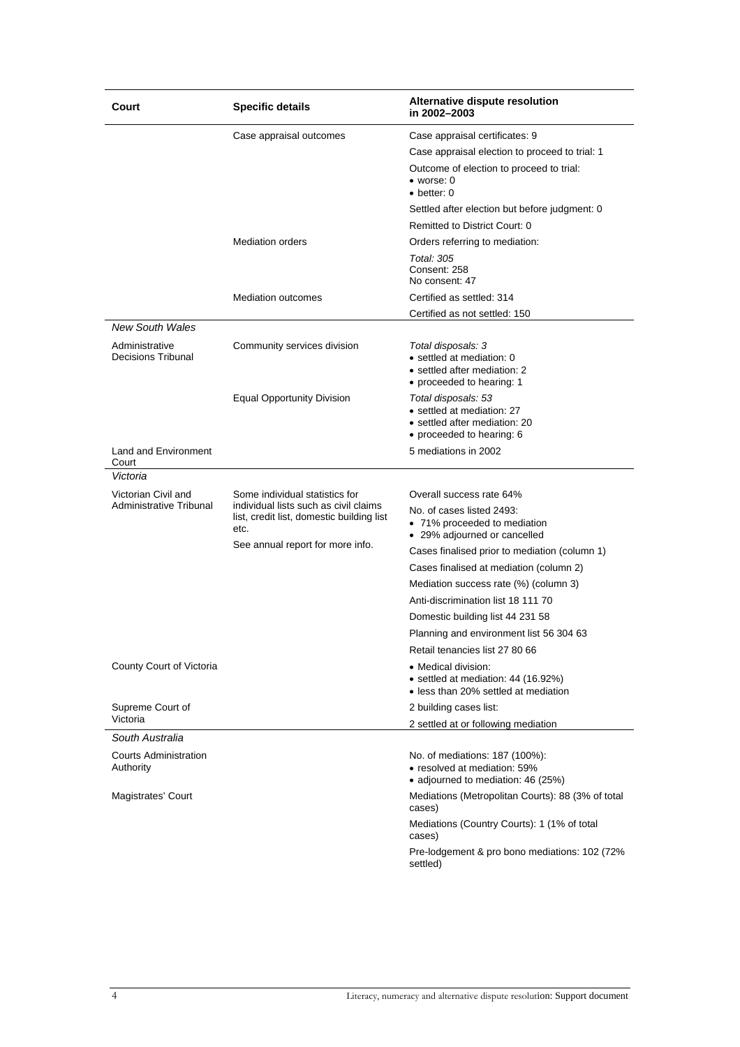| Court | Specific details | Alternative dispute resolution in 2002–2003 |
|---|---|---|
| | Case appraisal outcomes | Case appraisal certificates: 9 |
| | | Case appraisal election to proceed to trial: 1 |
| | | Outcome of election to proceed to trial:<br>• worse: 0<br>• better: 0 |
| | | Settled after election but before judgment: 0 |
| | | Remitted to District Court: 0 |
| | Mediation orders | Orders referring to mediation: |
| | | *Total: 305*<br>Consent: 258<br>No consent: 47 |
| | Mediation outcomes | Certified as settled: 314 |
| | | Certified as not settled: 150 |
| *New South Wales* | | |
| Administrative Decisions Tribunal | Community services division | *Total disposals: 3*<br>• settled at mediation: 0<br>• settled after mediation: 2<br>• proceeded to hearing: 1 |
| | Equal Opportunity Division | *Total disposals: 53*<br>• settled at mediation: 27<br>• settled after mediation: 20<br>• proceeded to hearing: 6 |
| Land and Environment Court | | 5 mediations in 2002 |
| *Victoria* | | |
| Victorian Civil and Administrative Tribunal | Some individual statistics for individual lists such as civil claims list, credit list, domestic building list etc.<br>See annual report for more info. | Overall success rate 64% |
| | | No. of cases listed 2493:<br>• 71% proceeded to mediation<br>• 29% adjourned or cancelled |
| | | Cases finalised prior to mediation (column 1) |
| | | Cases finalised at mediation (column 2) |
| | | Mediation success rate (%) (column 3) |
| | | Anti-discrimination list 18 111 70 |
| | | Domestic building list 44 231 58 |
| | | Planning and environment list 56 304 63 |
| | | Retail tenancies list 27 80 66 |
| County Court of Victoria | | • Medical division:<br>• settled at mediation: 44 (16.92%)<br>• less than 20% settled at mediation |
| Supreme Court of Victoria | | 2 building cases list: |
| | | 2 settled at or following mediation |
| *South Australia* | | |
| Courts Administration Authority | | No. of mediations: 187 (100%):<br>• resolved at mediation: 59%<br>• adjourned to mediation: 46 (25%) |
| Magistrates' Court | | Mediations (Metropolitan Courts): 88 (3% of total cases) |
| | | Mediations (Country Courts): 1 (1% of total cases) |
| | | Pre-lodgement & pro bono mediations: 102 (72% settled) |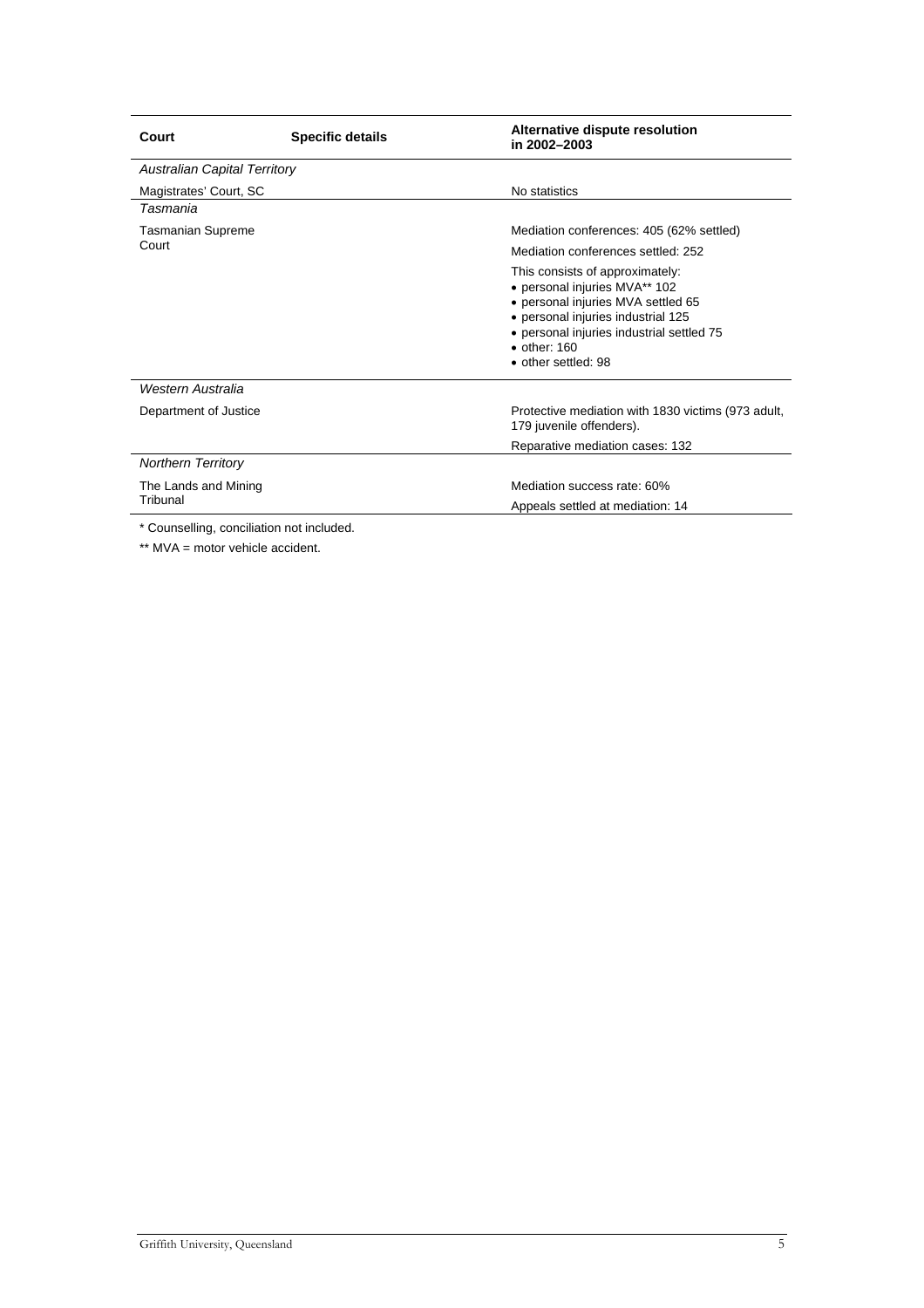| Court | Specific details | Alternative dispute resolution in 2002–2003 |
|---|---|---|
| *Australian Capital Territory* | | |
| Magistrates' Court, SC | | No statistics |
| *Tasmania* | | |
| Tasmanian Supreme Court | | Mediation conferences: 405 (62% settled)<br>Mediation conferences settled: 252<br>This consists of approximately:<br>• personal injuries MVA** 102<br>• personal injuries MVA settled 65<br>• personal injuries industrial 125<br>• personal injuries industrial settled 75<br>• other: 160<br>• other settled: 98 |
| *Western Australia* | | |
| Department of Justice | | Protective mediation with 1830 victims (973 adult, 179 juvenile offenders).<br>Reparative mediation cases: 132 |
| *Northern Territory* | | |
| The Lands and Mining Tribunal | | Mediation success rate: 60%<br>Appeals settled at mediation: 14 |

* Counselling, conciliation not included.

** MVA = motor vehicle accident.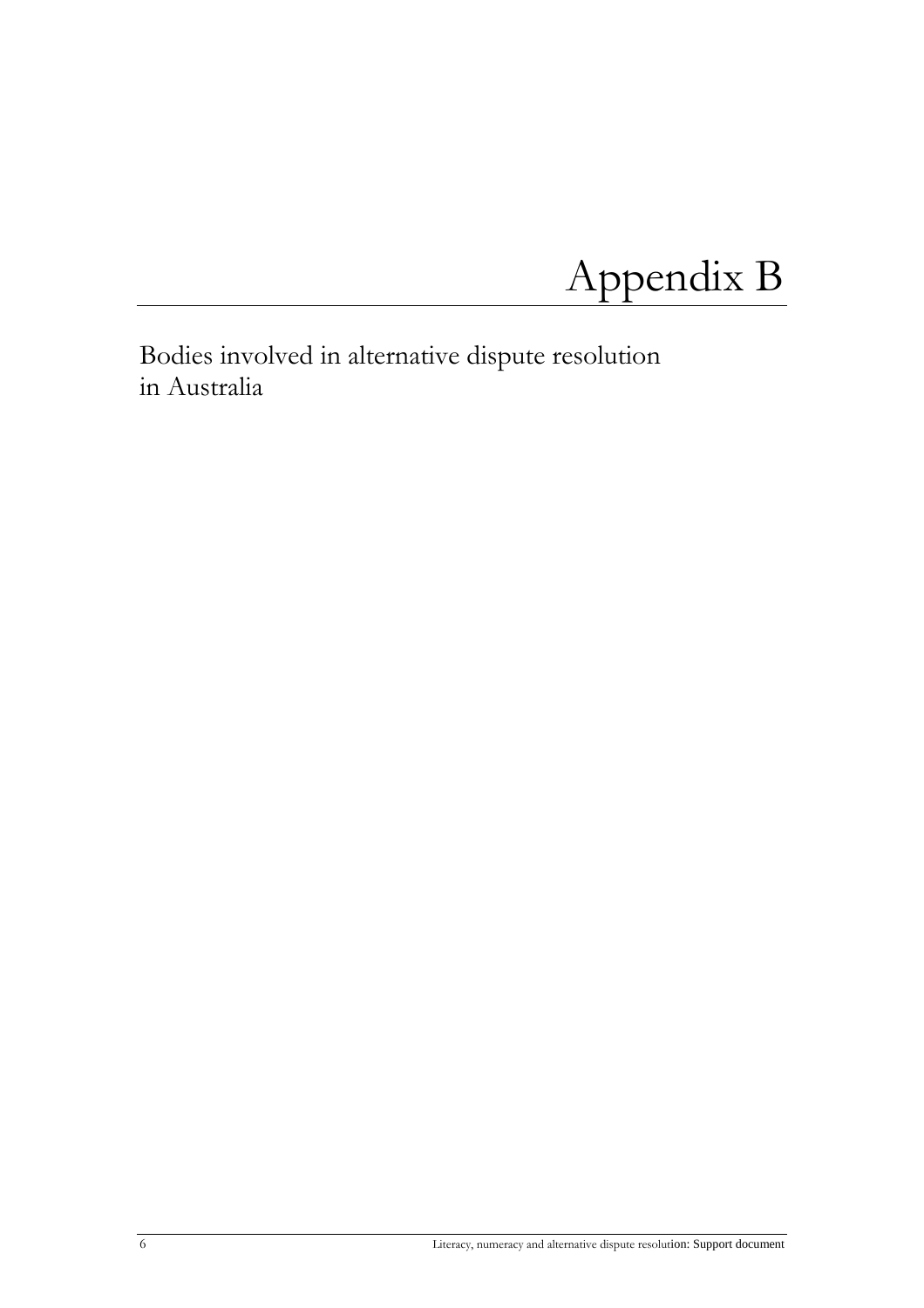# Appendix B

Bodies involved in alternative dispute resolution in Australia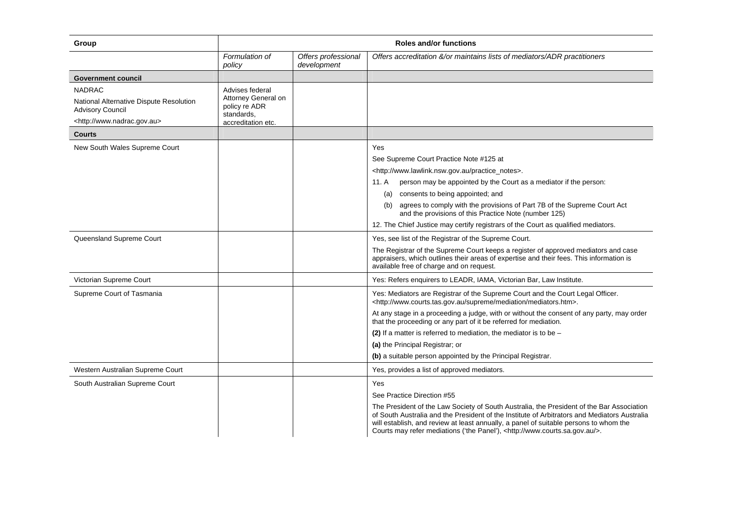| Group | Roles and/or functions | | |
|---|---|---|---|
| | *Formulation of policy* | *Offers professional development* | *Offers accreditation &/or maintains lists of mediators/ADR practitioners* |
| **Government council** | | | |
| NADRAC<br>National Alternative Dispute Resolution Advisory Council<br><http://www.nadrac.gov.au> | Advises federal Attorney General on policy re ADR standards, accreditation etc. | | |
| **Courts** | | | |
| New South Wales Supreme Court | | | Yes<br>See Supreme Court Practice Note #125 at<br><http://www.lawlink.nsw.gov.au/practice_notes>.<br>11. A person may be appointed by the Court as a mediator if the person:<br>(a) consents to being appointed; and<br>(b) agrees to comply with the provisions of Part 7B of the Supreme Court Act and the provisions of this Practice Note (number 125)<br>12. The Chief Justice may certify registrars of the Court as qualified mediators. |
| Queensland Supreme Court | | | Yes, see list of the Registrar of the Supreme Court.<br>The Registrar of the Supreme Court keeps a register of approved mediators and case appraisers, which outlines their areas of expertise and their fees. This information is available free of charge and on request. |
| Victorian Supreme Court | | | Yes: Refers enquirers to LEADR, IAMA, Victorian Bar, Law Institute. |
| Supreme Court of Tasmania | | | Yes: Mediators are Registrar of the Supreme Court and the Court Legal Officer. <http://www.courts.tas.gov.au/supreme/mediation/mediators.htm>.<br>At any stage in a proceeding a judge, with or without the consent of any party, may order that the proceeding or any part of it be referred for mediation.<br>**(2)** If a matter is referred to mediation, the mediator is to be –<br>**(a)** the Principal Registrar; or<br>**(b)** a suitable person appointed by the Principal Registrar. |
| Western Australian Supreme Court | | | Yes, provides a list of approved mediators. |
| South Australian Supreme Court | | | Yes<br>See Practice Direction #55<br>The President of the Law Society of South Australia, the President of the Bar Association of South Australia and the President of the Institute of Arbitrators and Mediators Australia will establish, and review at least annually, a panel of suitable persons to whom the Courts may refer mediations ('the Panel'), <http://www.courts.sa.gov.au/>. |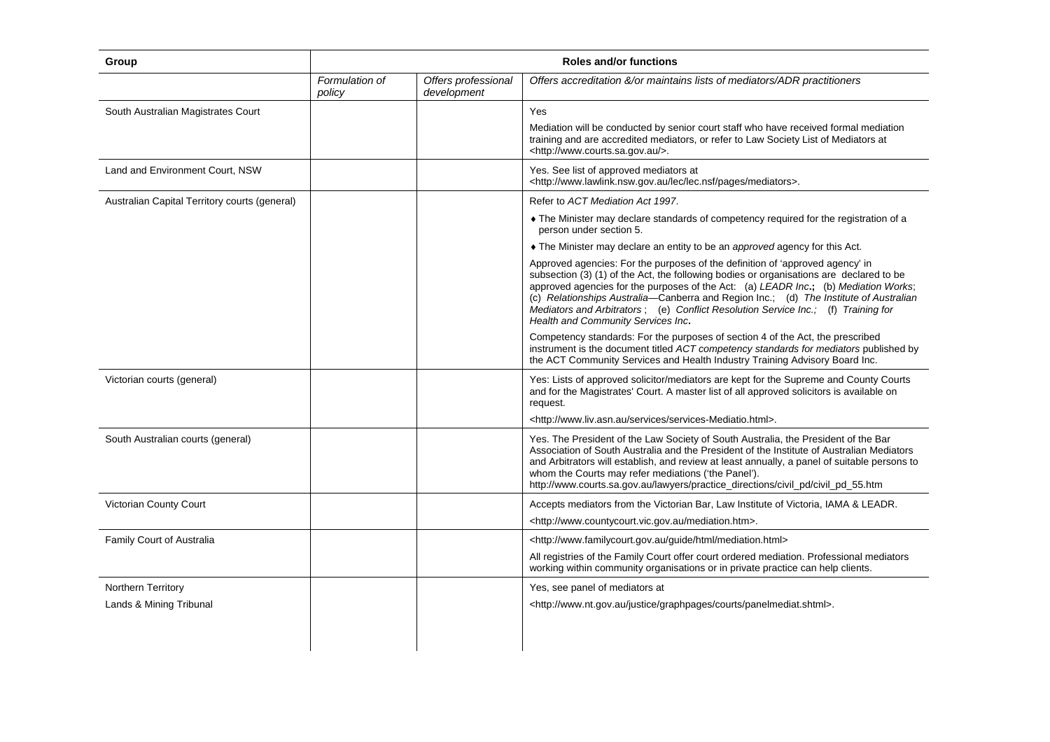| Group | Roles and/or functions | | |
|---|---|---|---|
| | *Formulation of policy* | *Offers professional development* | *Offers accreditation &/or maintains lists of mediators/ADR practitioners* |
| South Australian Magistrates Court | | | Yes<br><br>Mediation will be conducted by senior court staff who have received formal mediation training and are accredited mediators, or refer to Law Society List of Mediators at <http://www.courts.sa.gov.au/>. |
| Land and Environment Court, NSW | | | Yes. See list of approved mediators at <http://www.lawlink.nsw.gov.au/lec/lec.nsf/pages/mediators>. |
| Australian Capital Territory courts (general) | | | Refer to *ACT Mediation Act 1997*.<br><br>♦ The Minister may declare standards of competency required for the registration of a person under section 5.<br><br>♦ The Minister may declare an entity to be an *approved* agency for this Act.<br><br>Approved agencies: For the purposes of the definition of 'approved agency' in subsection (3) (1) of the Act, the following bodies or organisations are declared to be approved agencies for the purposes of the Act: (a) *LEADR Inc*.**;** (b) *Mediation Works*; (c) *Relationships Australia*—Canberra and Region Inc.; (d) *The Institute of Australian Mediators and Arbitrators* ; (e) *Conflict Resolution Service Inc.;* (f) *Training for Health and Community Services Inc***.**<br><br>Competency standards: For the purposes of section 4 of the Act, the prescribed instrument is the document titled *ACT competency standards for mediators* published by the ACT Community Services and Health Industry Training Advisory Board Inc. |
| Victorian courts (general) | | | Yes: Lists of approved solicitor/mediators are kept for the Supreme and County Courts and for the Magistrates' Court. A master list of all approved solicitors is available on request.<br><br><http://www.liv.asn.au/services/services-Mediatio.html>. |
| South Australian courts (general) | | | Yes. The President of the Law Society of South Australia, the President of the Bar Association of South Australia and the President of the Institute of Australian Mediators and Arbitrators will establish, and review at least annually, a panel of suitable persons to whom the Courts may refer mediations ('the Panel').<br>http://www.courts.sa.gov.au/lawyers/practice_directions/civil_pd/civil_pd_55.htm |
| Victorian County Court | | | Accepts mediators from the Victorian Bar, Law Institute of Victoria, IAMA & LEADR.<br><br><http://www.countycourt.vic.gov.au/mediation.htm>. |
| Family Court of Australia | | | <http://www.familycourt.gov.au/guide/html/mediation.html><br><br>All registries of the Family Court offer court ordered mediation. Professional mediators working within community organisations or in private practice can help clients. |
| Northern Territory<br><br>Lands & Mining Tribunal | | | Yes, see panel of mediators at<br><br><http://www.nt.gov.au/justice/graphpages/courts/panelmediat.shtml>. |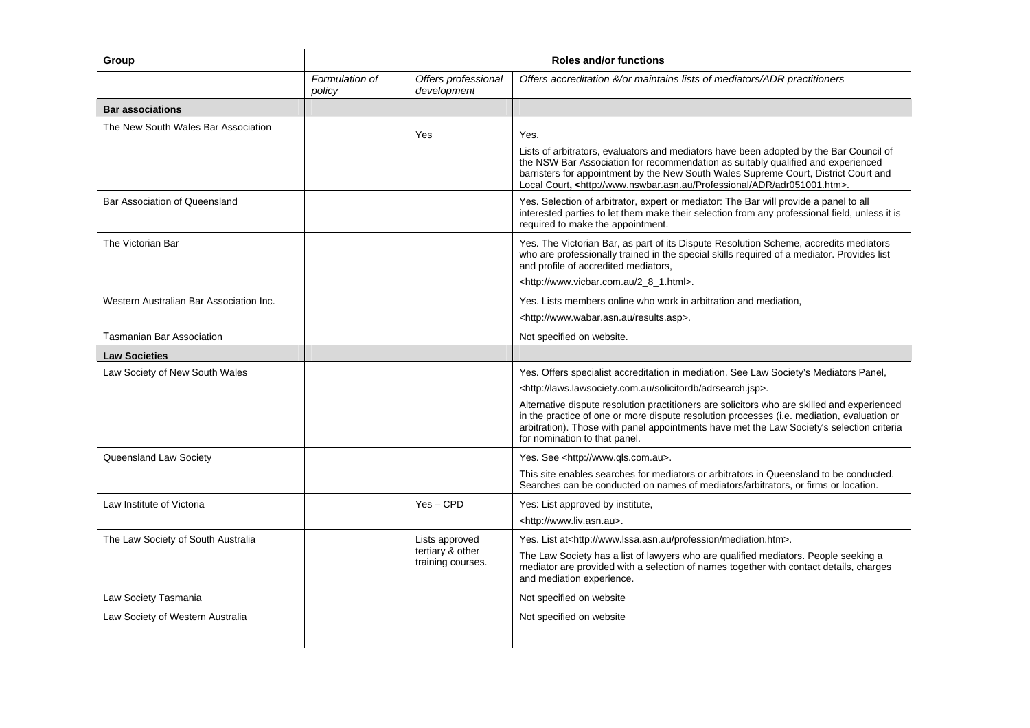| Group | Roles and/or functions | | |
|---|---|---|---|
| | *Formulation of policy* | *Offers professional development* | *Offers accreditation &/or maintains lists of mediators/ADR practitioners* |
| **Bar associations** | | | |
| The New South Wales Bar Association | | Yes | Yes.<br><br>Lists of arbitrators, evaluators and mediators have been adopted by the Bar Council of the NSW Bar Association for recommendation as suitably qualified and experienced barristers for appointment by the New South Wales Supreme Court, District Court and Local Court**, <**http://www.nswbar.asn.au/Professional/ADR/adr051001.htm>. |
| Bar Association of Queensland | | | Yes. Selection of arbitrator, expert or mediator: The Bar will provide a panel to all interested parties to let them make their selection from any professional field, unless it is required to make the appointment. |
| The Victorian Bar | | | Yes. The Victorian Bar, as part of its Dispute Resolution Scheme, accredits mediators who are professionally trained in the special skills required of a mediator. Provides list and profile of accredited mediators,<br><br><http://www.vicbar.com.au/2_8_1.html>. |
| Western Australian Bar Association Inc. | | | Yes. Lists members online who work in arbitration and mediation,<br><br><http://www.wabar.asn.au/results.asp>. |
| Tasmanian Bar Association | | | Not specified on website. |
| **Law Societies** | | | |
| Law Society of New South Wales | | | Yes. Offers specialist accreditation in mediation. See Law Society's Mediators Panel,<br><br><http://laws.lawsociety.com.au/solicitordb/adrsearch.jsp>.<br><br>Alternative dispute resolution practitioners are solicitors who are skilled and experienced in the practice of one or more dispute resolution processes (i.e. mediation, evaluation or arbitration). Those with panel appointments have met the Law Society's selection criteria for nomination to that panel. |
| Queensland Law Society | | | Yes. See <http://www.qls.com.au>.<br><br>This site enables searches for mediators or arbitrators in Queensland to be conducted. Searches can be conducted on names of mediators/arbitrators, or firms or location. |
| Law Institute of Victoria | | Yes – CPD | Yes: List approved by institute,<br><br><http://www.liv.asn.au>. |
| The Law Society of South Australia | | Lists approved tertiary & other training courses. | Yes. List at<http://www.lssa.asn.au/profession/mediation.htm>.<br><br>The Law Society has a list of lawyers who are qualified mediators. People seeking a mediator are provided with a selection of names together with contact details, charges and mediation experience. |
| Law Society Tasmania | | | Not specified on website |
| Law Society of Western Australia | | | Not specified on website |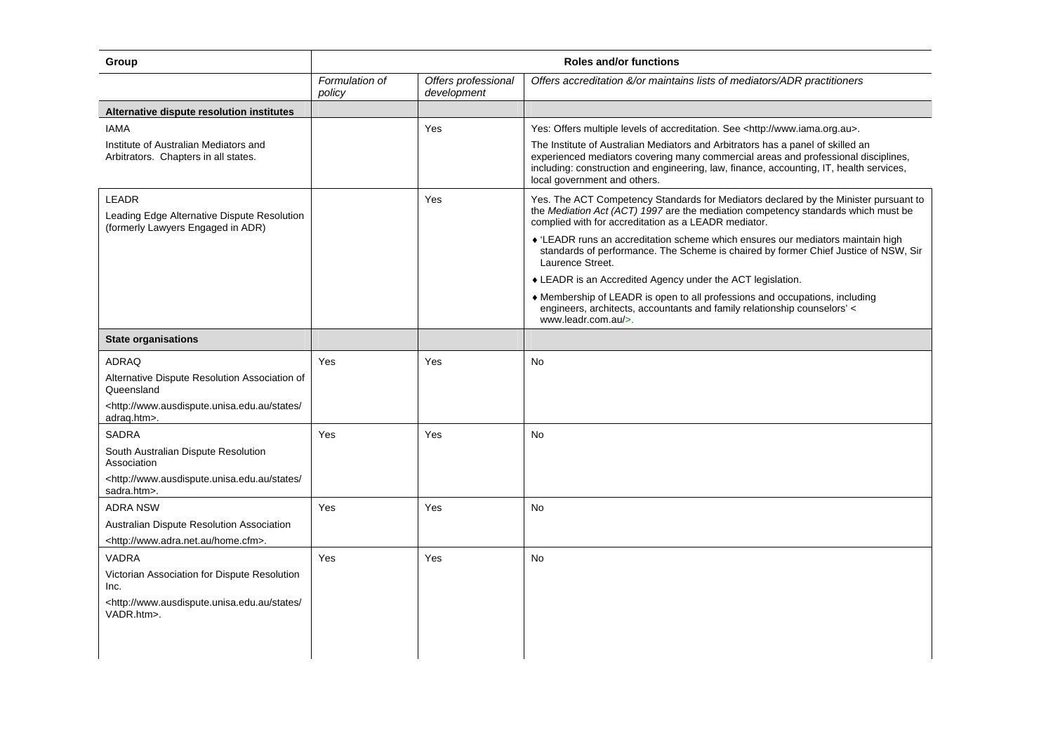| Group | Roles and/or functions | | |
|---|---|---|---|
| | *Formulation of policy* | *Offers professional development* | *Offers accreditation &/or maintains lists of mediators/ADR practitioners* |
| **Alternative dispute resolution institutes** | | | |
| IAMA<br>Institute of Australian Mediators and Arbitrators. Chapters in all states. | | Yes | Yes: Offers multiple levels of accreditation. See <http://www.iama.org.au>.<br>The Institute of Australian Mediators and Arbitrators has a panel of skilled an experienced mediators covering many commercial areas and professional disciplines, including: construction and engineering, law, finance, accounting, IT, health services, local government and others. |
| LEADR<br>Leading Edge Alternative Dispute Resolution (formerly Lawyers Engaged in ADR) | | Yes | Yes. The ACT Competency Standards for Mediators declared by the Minister pursuant to the *Mediation Act (ACT) 1997* are the mediation competency standards which must be complied with for accreditation as a LEADR mediator.<br>♦ 'LEADR runs an accreditation scheme which ensures our mediators maintain high standards of performance. The Scheme is chaired by former Chief Justice of NSW, Sir Laurence Street.<br>♦ LEADR is an Accredited Agency under the ACT legislation.<br>♦ Membership of LEADR is open to all professions and occupations, including engineers, architects, accountants and family relationship counselors' < www.leadr.com.au/>. |
| **State organisations** | | | |
| ADRAQ<br>Alternative Dispute Resolution Association of Queensland<br><http://www.ausdispute.unisa.edu.au/states/adraq.htm>. | Yes | Yes | No |
| SADRA<br>South Australian Dispute Resolution Association<br><http://www.ausdispute.unisa.edu.au/states/sadra.htm>. | Yes | Yes | No |
| ADRA NSW<br>Australian Dispute Resolution Association<br><http://www.adra.net.au/home.cfm>. | Yes | Yes | No |
| VADRA<br>Victorian Association for Dispute Resolution Inc.<br><http://www.ausdispute.unisa.edu.au/states/VADR.htm>. | Yes | Yes | No |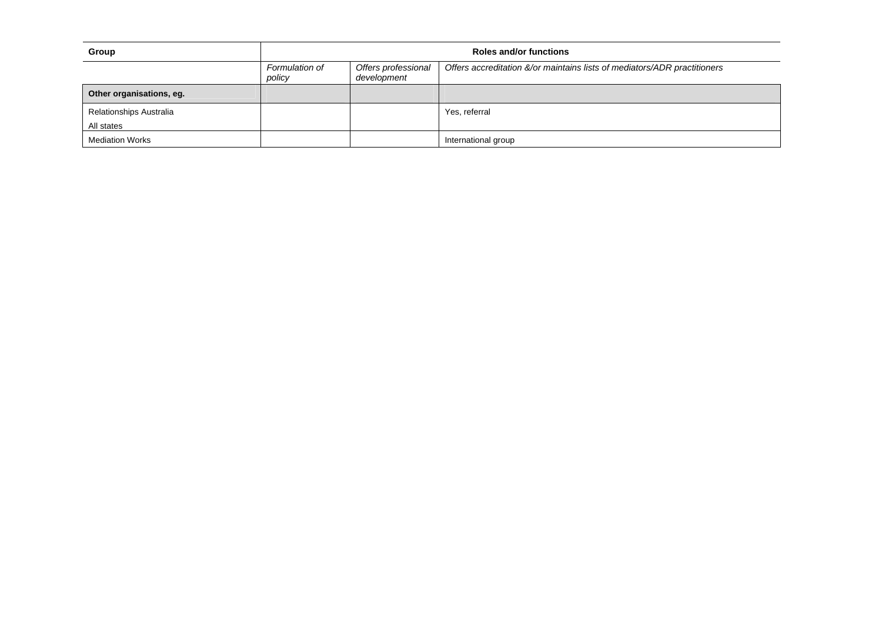| Group | Roles and/or functions | | |
|---|---|---|---|
| | *Formulation of policy* | *Offers professional development* | *Offers accreditation &/or maintains lists of mediators/ADR practitioners* |
| **Other organisations, eg.** | | | |
| Relationships Australia<br>All states | | | Yes, referral |
| Mediation Works | | | International group |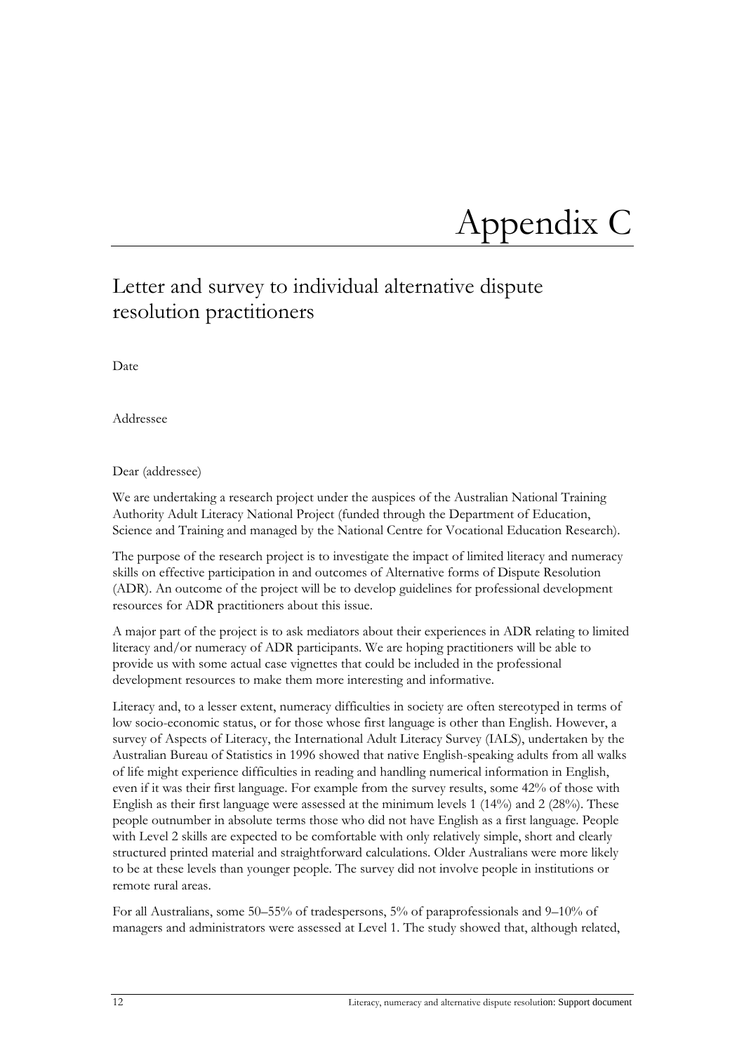# Appendix C

## Letter and survey to individual alternative dispute resolution practitioners

Date

Addressee

Dear (addressee)

We are undertaking a research project under the auspices of the Australian National Training Authority Adult Literacy National Project (funded through the Department of Education, Science and Training and managed by the National Centre for Vocational Education Research).

The purpose of the research project is to investigate the impact of limited literacy and numeracy skills on effective participation in and outcomes of Alternative forms of Dispute Resolution (ADR). An outcome of the project will be to develop guidelines for professional development resources for ADR practitioners about this issue.

A major part of the project is to ask mediators about their experiences in ADR relating to limited literacy and/or numeracy of ADR participants. We are hoping practitioners will be able to provide us with some actual case vignettes that could be included in the professional development resources to make them more interesting and informative.

Literacy and, to a lesser extent, numeracy difficulties in society are often stereotyped in terms of low socio-economic status, or for those whose first language is other than English. However, a survey of Aspects of Literacy, the International Adult Literacy Survey (IALS), undertaken by the Australian Bureau of Statistics in 1996 showed that native English-speaking adults from all walks of life might experience difficulties in reading and handling numerical information in English, even if it was their first language. For example from the survey results, some 42% of those with English as their first language were assessed at the minimum levels 1 (14%) and 2 (28%). These people outnumber in absolute terms those who did not have English as a first language. People with Level 2 skills are expected to be comfortable with only relatively simple, short and clearly structured printed material and straightforward calculations. Older Australians were more likely to be at these levels than younger people. The survey did not involve people in institutions or remote rural areas.

For all Australians, some 50–55% of tradespersons, 5% of paraprofessionals and 9–10% of managers and administrators were assessed at Level 1. The study showed that, although related,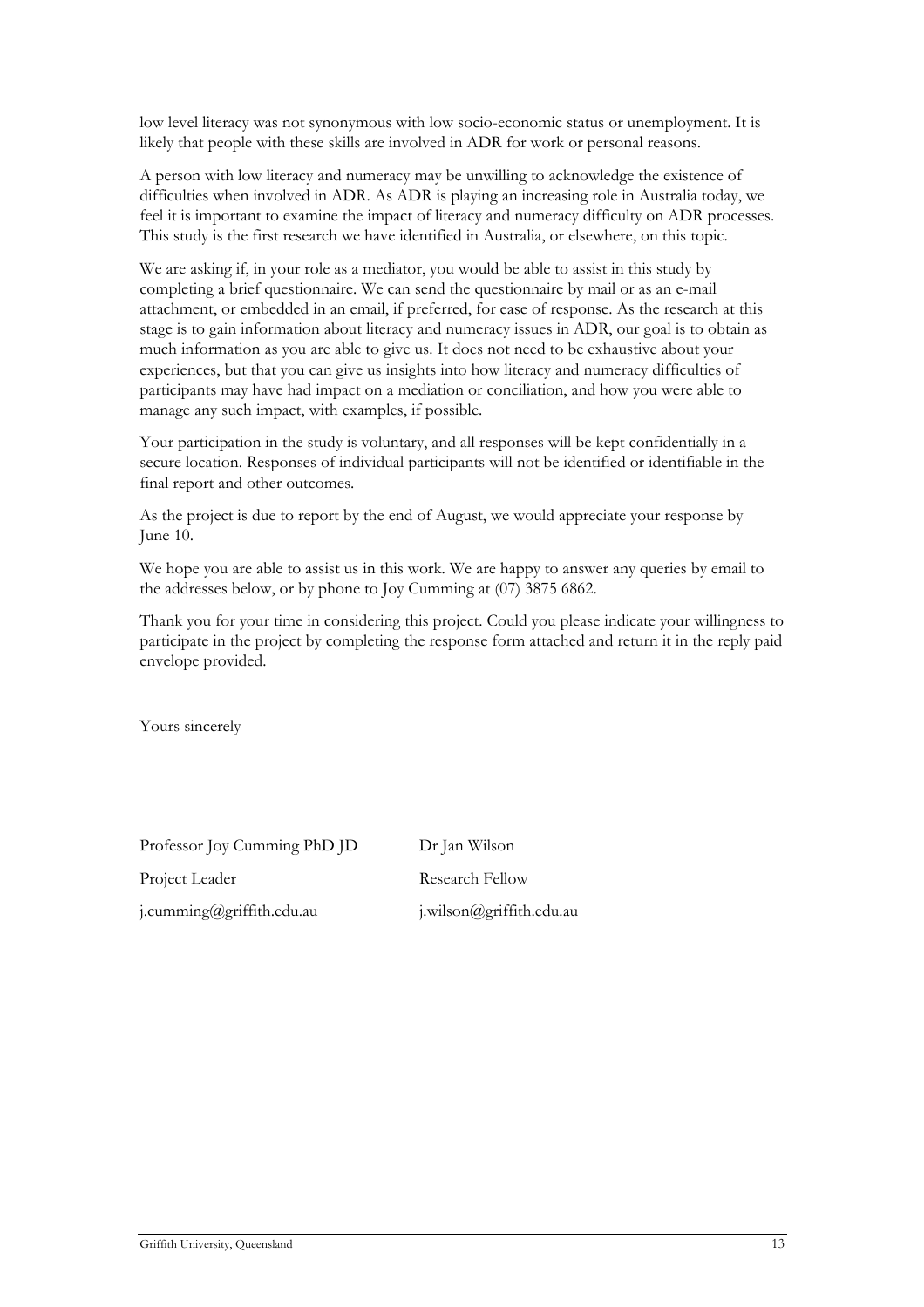low level literacy was not synonymous with low socio-economic status or unemployment. It is likely that people with these skills are involved in ADR for work or personal reasons.

A person with low literacy and numeracy may be unwilling to acknowledge the existence of difficulties when involved in ADR. As ADR is playing an increasing role in Australia today, we feel it is important to examine the impact of literacy and numeracy difficulty on ADR processes. This study is the first research we have identified in Australia, or elsewhere, on this topic.

We are asking if, in your role as a mediator, you would be able to assist in this study by completing a brief questionnaire. We can send the questionnaire by mail or as an e-mail attachment, or embedded in an email, if preferred, for ease of response. As the research at this stage is to gain information about literacy and numeracy issues in ADR, our goal is to obtain as much information as you are able to give us. It does not need to be exhaustive about your experiences, but that you can give us insights into how literacy and numeracy difficulties of participants may have had impact on a mediation or conciliation, and how you were able to manage any such impact, with examples, if possible.

Your participation in the study is voluntary, and all responses will be kept confidentially in a secure location. Responses of individual participants will not be identified or identifiable in the final report and other outcomes.

As the project is due to report by the end of August, we would appreciate your response by June 10.

We hope you are able to assist us in this work. We are happy to answer any queries by email to the addresses below, or by phone to Joy Cumming at (07) 3875 6862.

Thank you for your time in considering this project. Could you please indicate your willingness to participate in the project by completing the response form attached and return it in the reply paid envelope provided.

Yours sincerely

| | |
|---|---|
| Professor Joy Cumming PhD JD | Dr Jan Wilson |
| Project Leader | Research Fellow |
| j.cumming@griffith.edu.au | j.wilson@griffith.edu.au |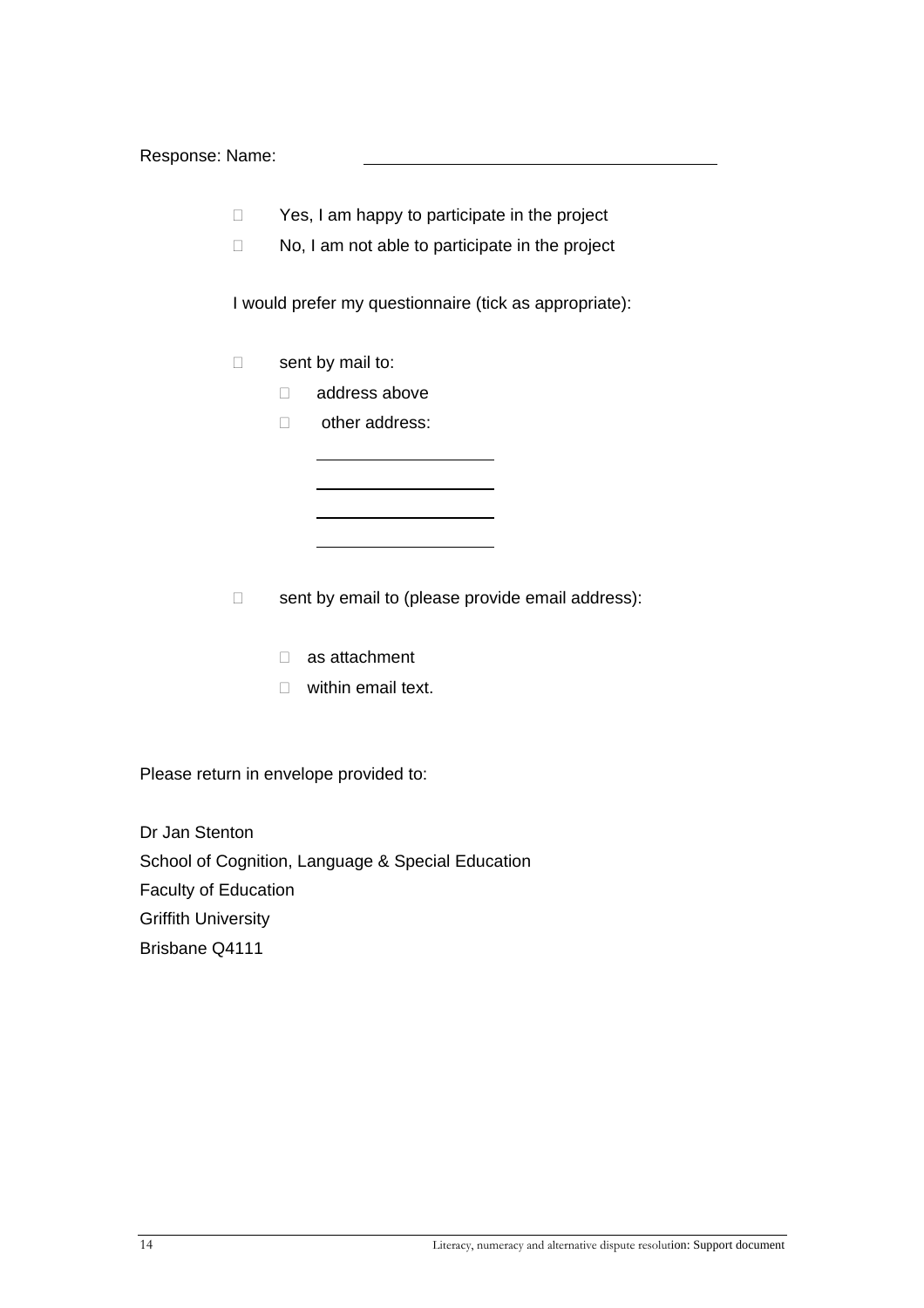Response: Name: ____________________________________

- ☐ Yes, I am happy to participate in the project
- ☐ No, I am not able to participate in the project

I would prefer my questionnaire (tick as appropriate):

- ☐ sent by mail to:
  - ☐ address above
  - ☐ other address:

    ____________________

    ____________________

    ____________________

    ____________________

- ☐ sent by email to (please provide email address):
  - ☐ as attachment
  - ☐ within email text.

Please return in envelope provided to:

Dr Jan Stenton
School of Cognition, Language & Special Education
Faculty of Education
Griffith University
Brisbane Q4111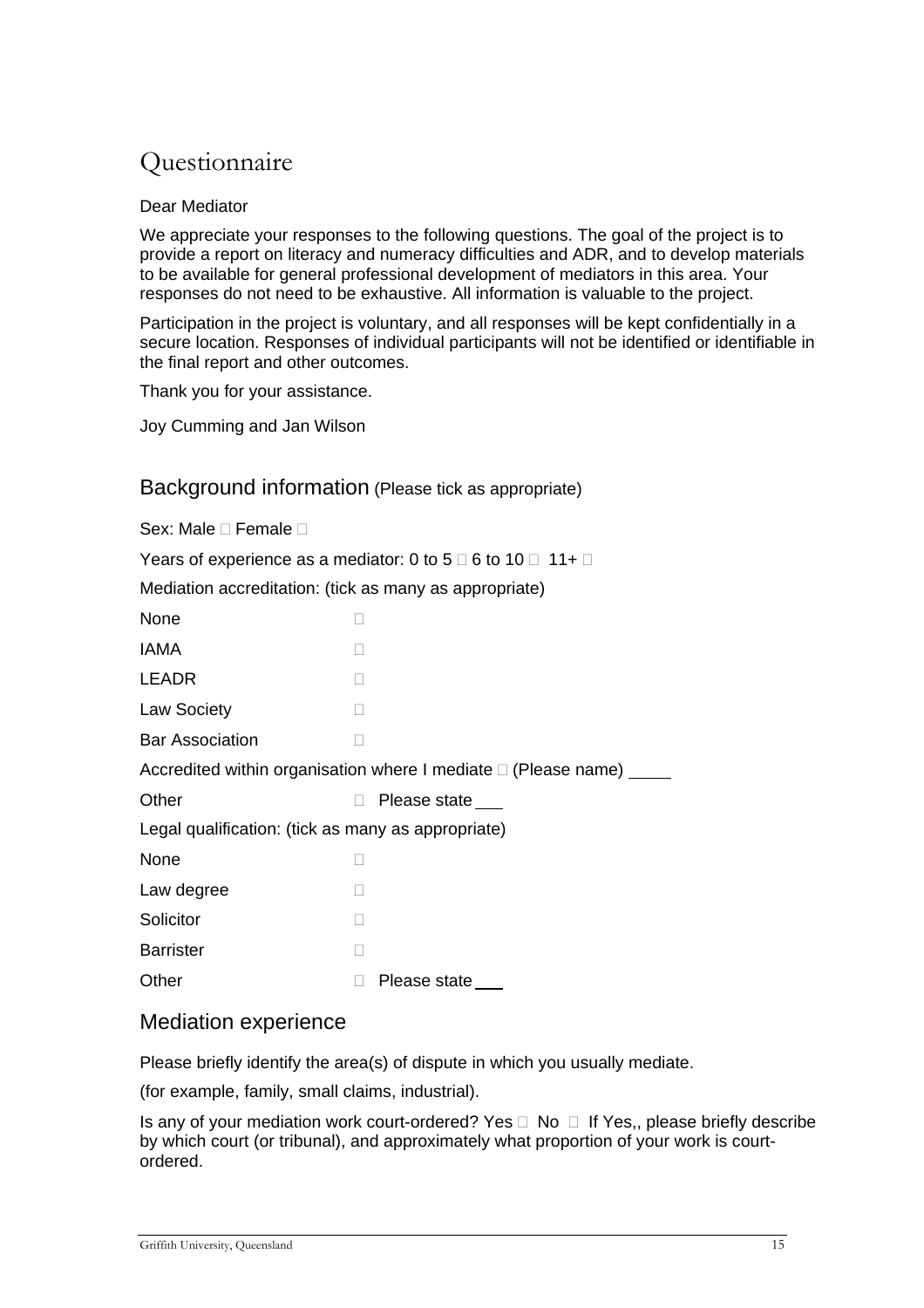# Questionnaire

Dear Mediator

We appreciate your responses to the following questions. The goal of the project is to provide a report on literacy and numeracy difficulties and ADR, and to develop materials to be available for general professional development of mediators in this area. Your responses do not need to be exhaustive. All information is valuable to the project.

Participation in the project is voluntary, and all responses will be kept confidentially in a secure location. Responses of individual participants will not be identified or identifiable in the final report and other outcomes.

Thank you for your assistance.

Joy Cumming and Jan Wilson

## Background information (Please tick as appropriate)

Sex: Male ☐ Female ☐

Years of experience as a mediator: 0 to 5 ☐ 6 to 10 ☐ 11+ ☐

Mediation accreditation: (tick as many as appropriate)

None ☐

IAMA ☐

LEADR ☐

Law Society ☐

Bar Association ☐

Accredited within organisation where I mediate ☐ (Please name) _____

Other ☐ Please state ___

Legal qualification: (tick as many as appropriate)

None ☐

Law degree ☐

Solicitor ☐

Barrister ☐

Other ☐ Please state ___

## Mediation experience

Please briefly identify the area(s) of dispute in which you usually mediate.

(for example, family, small claims, industrial).

Is any of your mediation work court-ordered? Yes ☐ No ☐ If Yes,, please briefly describe by which court (or tribunal), and approximately what proportion of your work is court-ordered.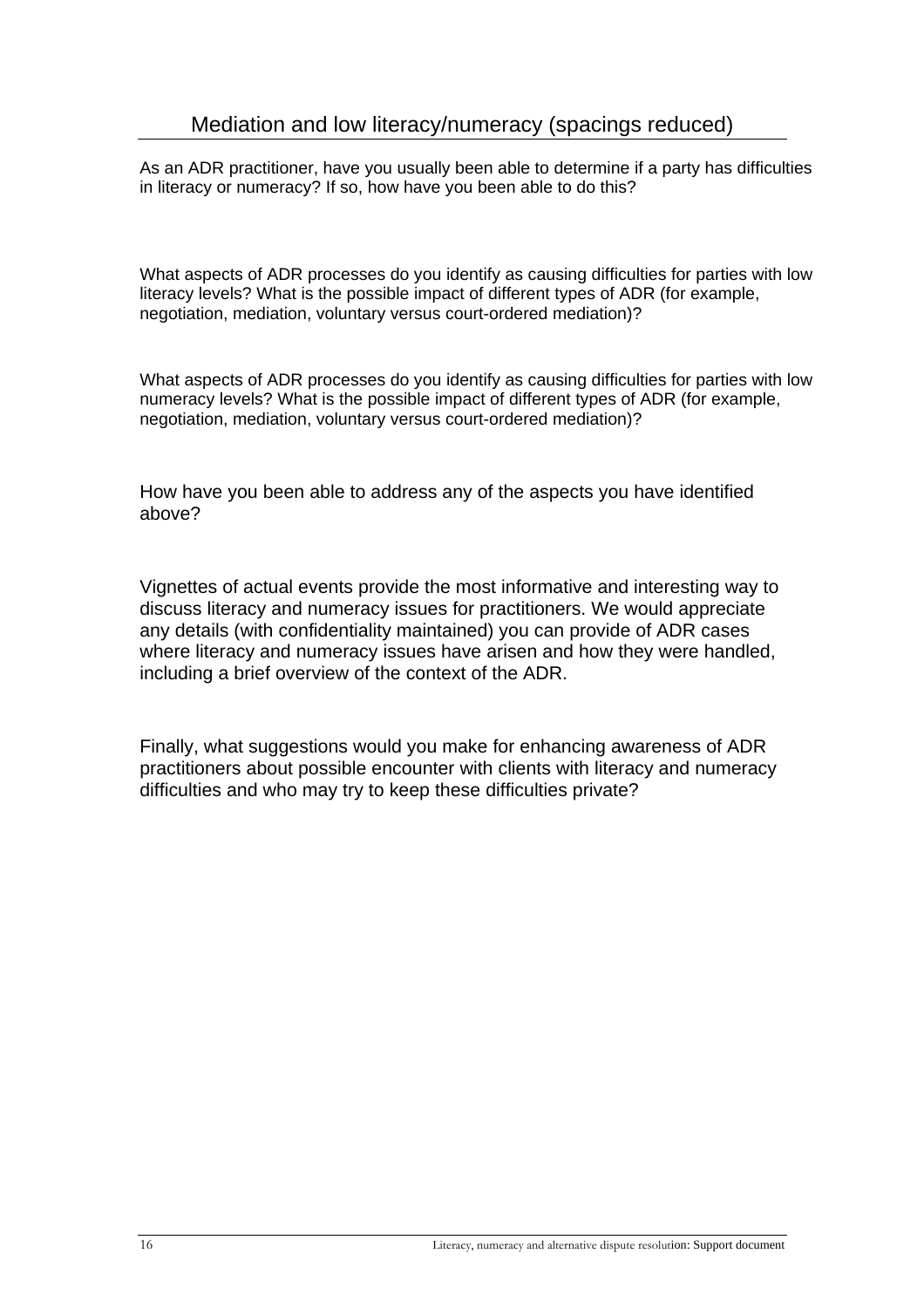## Mediation and low literacy/numeracy (spacings reduced)

As an ADR practitioner, have you usually been able to determine if a party has difficulties in literacy or numeracy? If so, how have you been able to do this?

What aspects of ADR processes do you identify as causing difficulties for parties with low literacy levels? What is the possible impact of different types of ADR (for example, negotiation, mediation, voluntary versus court-ordered mediation)?

What aspects of ADR processes do you identify as causing difficulties for parties with low numeracy levels? What is the possible impact of different types of ADR (for example, negotiation, mediation, voluntary versus court-ordered mediation)?

How have you been able to address any of the aspects you have identified above?

Vignettes of actual events provide the most informative and interesting way to discuss literacy and numeracy issues for practitioners. We would appreciate any details (with confidentiality maintained) you can provide of ADR cases where literacy and numeracy issues have arisen and how they were handled, including a brief overview of the context of the ADR.

Finally, what suggestions would you make for enhancing awareness of ADR practitioners about possible encounter with clients with literacy and numeracy difficulties and who may try to keep these difficulties private?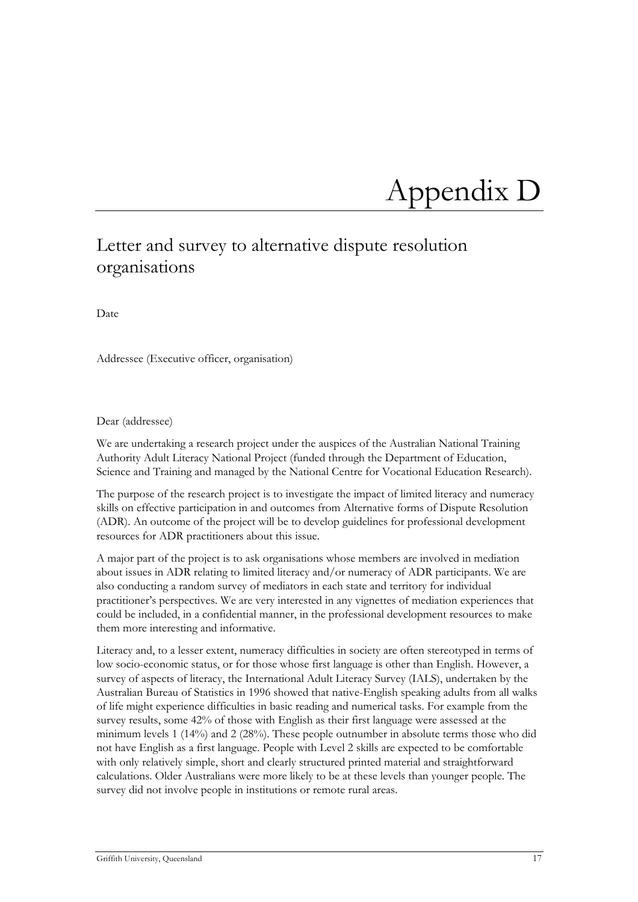# Appendix D

## Letter and survey to alternative dispute resolution organisations

Date

Addressee (Executive officer, organisation)

Dear (addressee)

We are undertaking a research project under the auspices of the Australian National Training Authority Adult Literacy National Project (funded through the Department of Education, Science and Training and managed by the National Centre for Vocational Education Research).

The purpose of the research project is to investigate the impact of limited literacy and numeracy skills on effective participation in and outcomes from Alternative forms of Dispute Resolution (ADR). An outcome of the project will be to develop guidelines for professional development resources for ADR practitioners about this issue.

A major part of the project is to ask organisations whose members are involved in mediation about issues in ADR relating to limited literacy and/or numeracy of ADR participants. We are also conducting a random survey of mediators in each state and territory for individual practitioner's perspectives. We are very interested in any vignettes of mediation experiences that could be included, in a confidential manner, in the professional development resources to make them more interesting and informative.

Literacy and, to a lesser extent, numeracy difficulties in society are often stereotyped in terms of low socio-economic status, or for those whose first language is other than English. However, a survey of aspects of literacy, the International Adult Literacy Survey (IALS), undertaken by the Australian Bureau of Statistics in 1996 showed that native-English speaking adults from all walks of life might experience difficulties in basic reading and numerical tasks. For example from the survey results, some 42% of those with English as their first language were assessed at the minimum levels 1 (14%) and 2 (28%). These people outnumber in absolute terms those who did not have English as a first language. People with Level 2 skills are expected to be comfortable with only relatively simple, short and clearly structured printed material and straightforward calculations. Older Australians were more likely to be at these levels than younger people. The survey did not involve people in institutions or remote rural areas.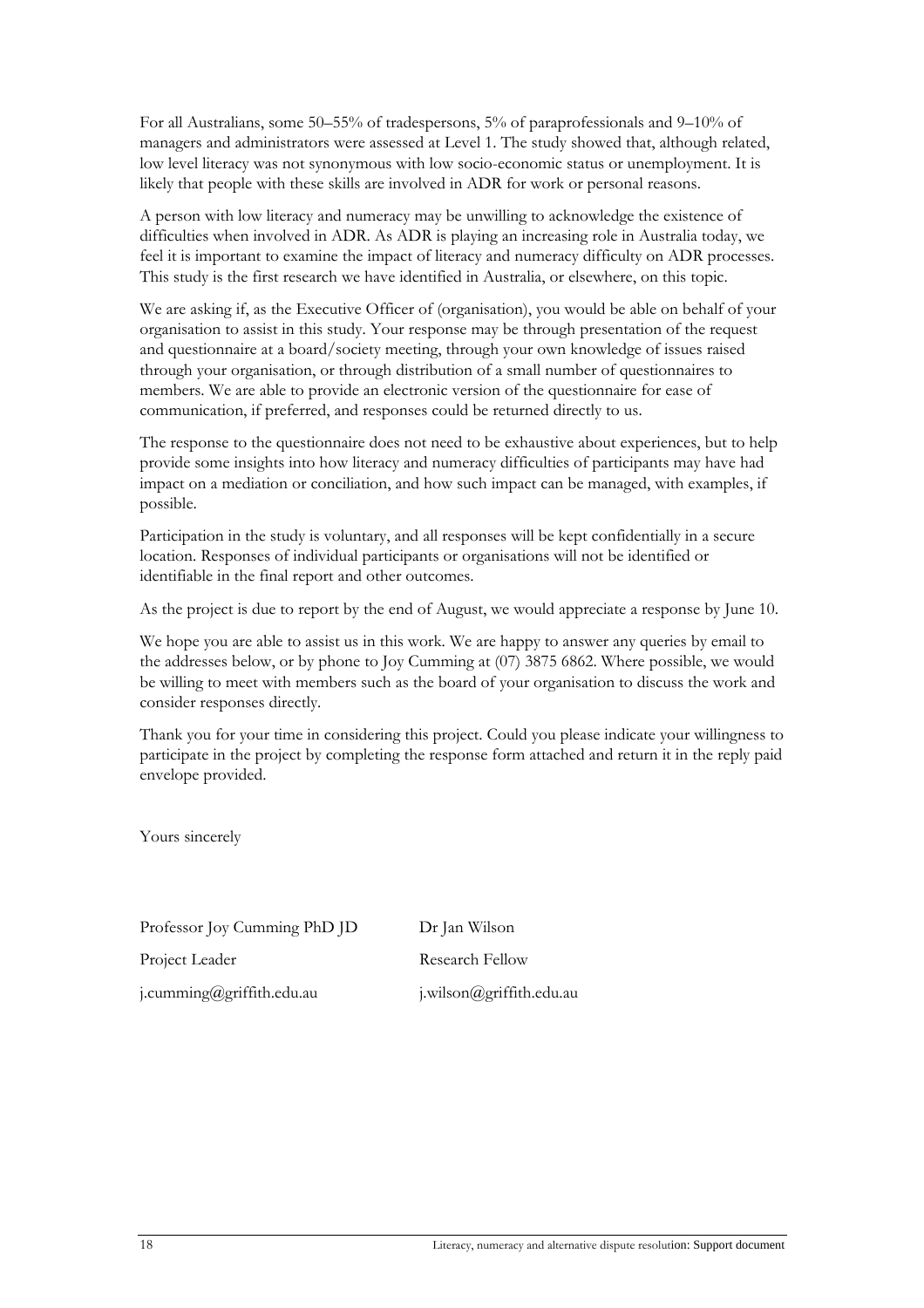For all Australians, some 50–55% of tradespersons, 5% of paraprofessionals and 9–10% of managers and administrators were assessed at Level 1. The study showed that, although related, low level literacy was not synonymous with low socio-economic status or unemployment. It is likely that people with these skills are involved in ADR for work or personal reasons.

A person with low literacy and numeracy may be unwilling to acknowledge the existence of difficulties when involved in ADR. As ADR is playing an increasing role in Australia today, we feel it is important to examine the impact of literacy and numeracy difficulty on ADR processes. This study is the first research we have identified in Australia, or elsewhere, on this topic.

We are asking if, as the Executive Officer of (organisation), you would be able on behalf of your organisation to assist in this study. Your response may be through presentation of the request and questionnaire at a board/society meeting, through your own knowledge of issues raised through your organisation, or through distribution of a small number of questionnaires to members. We are able to provide an electronic version of the questionnaire for ease of communication, if preferred, and responses could be returned directly to us.

The response to the questionnaire does not need to be exhaustive about experiences, but to help provide some insights into how literacy and numeracy difficulties of participants may have had impact on a mediation or conciliation, and how such impact can be managed, with examples, if possible.

Participation in the study is voluntary, and all responses will be kept confidentially in a secure location. Responses of individual participants or organisations will not be identified or identifiable in the final report and other outcomes.

As the project is due to report by the end of August, we would appreciate a response by June 10.

We hope you are able to assist us in this work. We are happy to answer any queries by email to the addresses below, or by phone to Joy Cumming at (07) 3875 6862. Where possible, we would be willing to meet with members such as the board of your organisation to discuss the work and consider responses directly.

Thank you for your time in considering this project. Could you please indicate your willingness to participate in the project by completing the response form attached and return it in the reply paid envelope provided.

Yours sincerely

| | |
|---|---|
| Professor Joy Cumming PhD JD | Dr Jan Wilson |
| Project Leader | Research Fellow |
| j.cumming@griffith.edu.au | j.wilson@griffith.edu.au |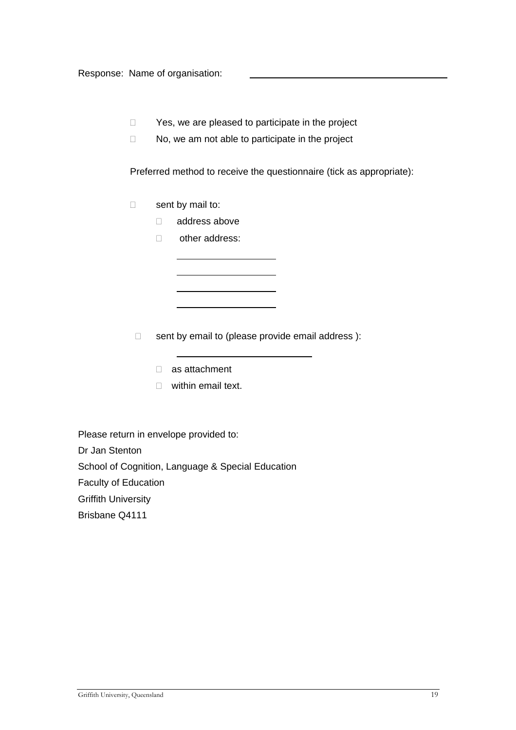Response: Name of organisation: \_\_\_\_\_\_\_\_\_\_\_\_\_\_\_\_\_\_\_\_\_\_\_\_\_\_\_\_\_\_

- ☐ Yes, we are pleased to participate in the project
- ☐ No, we am not able to participate in the project

Preferred method to receive the questionnaire (tick as appropriate):

- ☐ sent by mail to:
  - ☐ address above
  - ☐ other address:

    \_\_\_\_\_\_\_\_\_\_\_\_\_\_\_\_\_\_\_\_

    \_\_\_\_\_\_\_\_\_\_\_\_\_\_\_\_\_\_\_\_

    \_\_\_\_\_\_\_\_\_\_\_\_\_\_\_\_\_\_\_\_

    \_\_\_\_\_\_\_\_\_\_\_\_\_\_\_\_\_\_\_\_

- ☐ sent by email to (please provide email address ):

  \_\_\_\_\_\_\_\_\_\_\_\_\_\_\_\_\_\_\_\_\_\_\_\_\_\_

  - ☐ as attachment
  - ☐ within email text.

Please return in envelope provided to:
Dr Jan Stenton
School of Cognition, Language & Special Education
Faculty of Education
Griffith University
Brisbane Q4111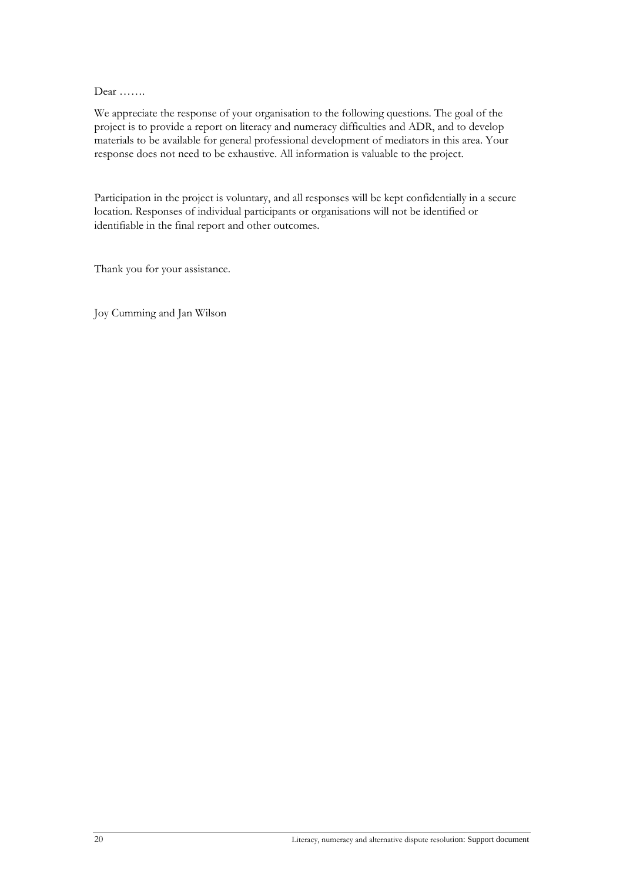Dear …….

We appreciate the response of your organisation to the following questions. The goal of the project is to provide a report on literacy and numeracy difficulties and ADR, and to develop materials to be available for general professional development of mediators in this area. Your response does not need to be exhaustive. All information is valuable to the project.

Participation in the project is voluntary, and all responses will be kept confidentially in a secure location. Responses of individual participants or organisations will not be identified or identifiable in the final report and other outcomes.

Thank you for your assistance.

Joy Cumming and Jan Wilson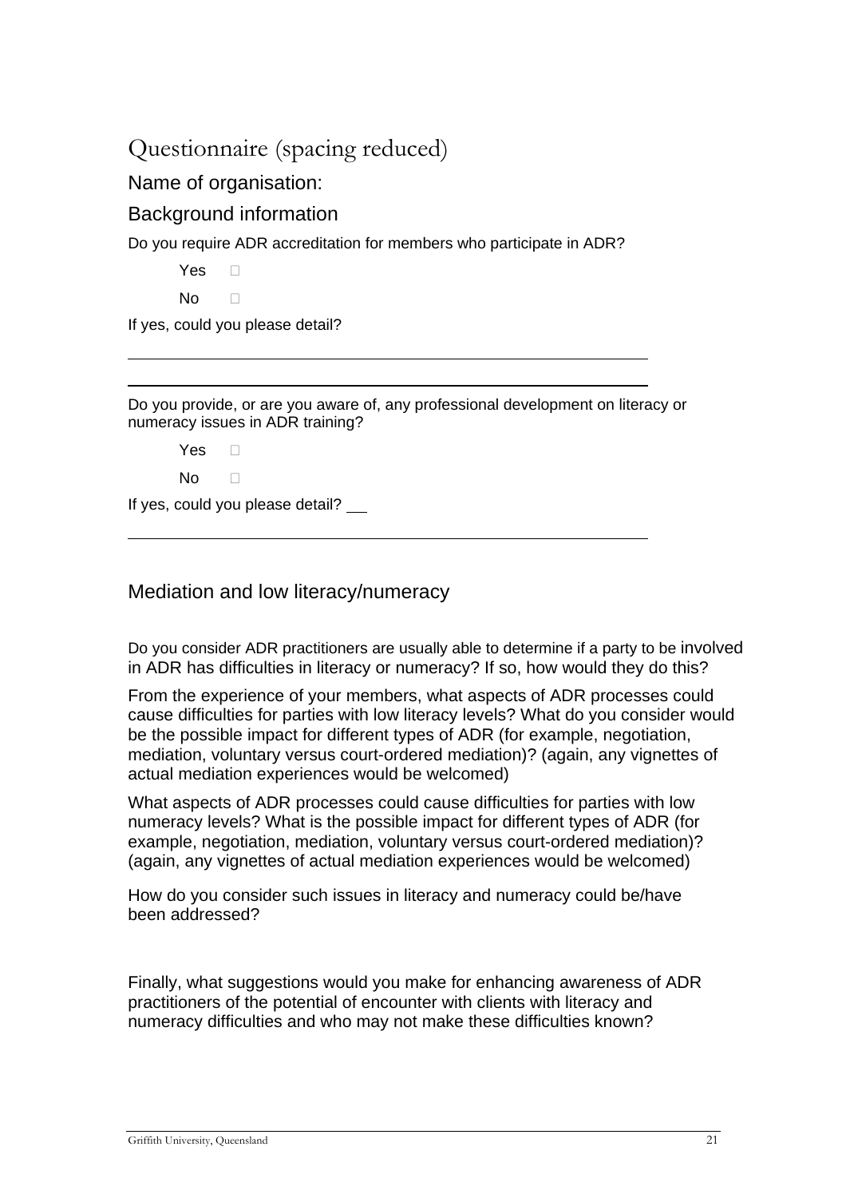# Questionnaire (spacing reduced)

## Name of organisation:

## Background information

Do you require ADR accreditation for members who participate in ADR?

- Yes ☐
- No ☐

If yes, could you please detail?

______________________________________________

______________________________________________

Do you provide, or are you aware of, any professional development on literacy or numeracy issues in ADR training?

- Yes ☐
- No ☐

If yes, could you please detail? __

______________________________________________

## Mediation and low literacy/numeracy

Do you consider ADR practitioners are usually able to determine if a party to be involved in ADR has difficulties in literacy or numeracy? If so, how would they do this?

From the experience of your members, what aspects of ADR processes could cause difficulties for parties with low literacy levels? What do you consider would be the possible impact for different types of ADR (for example, negotiation, mediation, voluntary versus court-ordered mediation)? (again, any vignettes of actual mediation experiences would be welcomed)

What aspects of ADR processes could cause difficulties for parties with low numeracy levels? What is the possible impact for different types of ADR (for example, negotiation, mediation, voluntary versus court-ordered mediation)? (again, any vignettes of actual mediation experiences would be welcomed)

How do you consider such issues in literacy and numeracy could be/have been addressed?

Finally, what suggestions would you make for enhancing awareness of ADR practitioners of the potential of encounter with clients with literacy and numeracy difficulties and who may not make these difficulties known?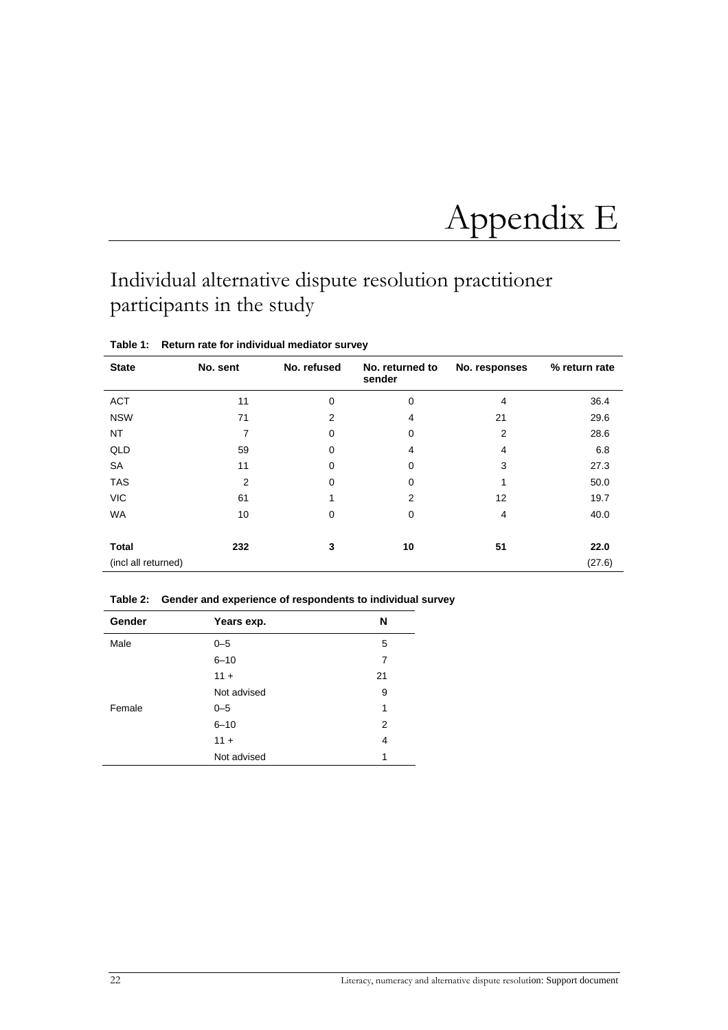# Appendix E

## Individual alternative dispute resolution practitioner participants in the study

**Table 1: Return rate for individual mediator survey**

| State | No. sent | No. refused | No. returned to sender | No. responses | % return rate |
|---|---|---|---|---|---|
| ACT | 11 | 0 | 0 | 4 | 36.4 |
| NSW | 71 | 2 | 4 | 21 | 29.6 |
| NT | 7 | 0 | 0 | 2 | 28.6 |
| QLD | 59 | 0 | 4 | 4 | 6.8 |
| SA | 11 | 0 | 0 | 3 | 27.3 |
| TAS | 2 | 0 | 0 | 1 | 50.0 |
| VIC | 61 | 1 | 2 | 12 | 19.7 |
| WA | 10 | 0 | 0 | 4 | 40.0 |
| **Total** | **232** | **3** | **10** | **51** | **22.0** |
| (incl all returned) | | | | | (27.6) |

**Table 2: Gender and experience of respondents to individual survey**

| Gender | Years exp. | N |
|---|---|---|
| Male | 0–5 | 5 |
| | 6–10 | 7 |
| | 11 + | 21 |
| | Not advised | 9 |
| Female | 0–5 | 1 |
| | 6–10 | 2 |
| | 11 + | 4 |
| | Not advised | 1 |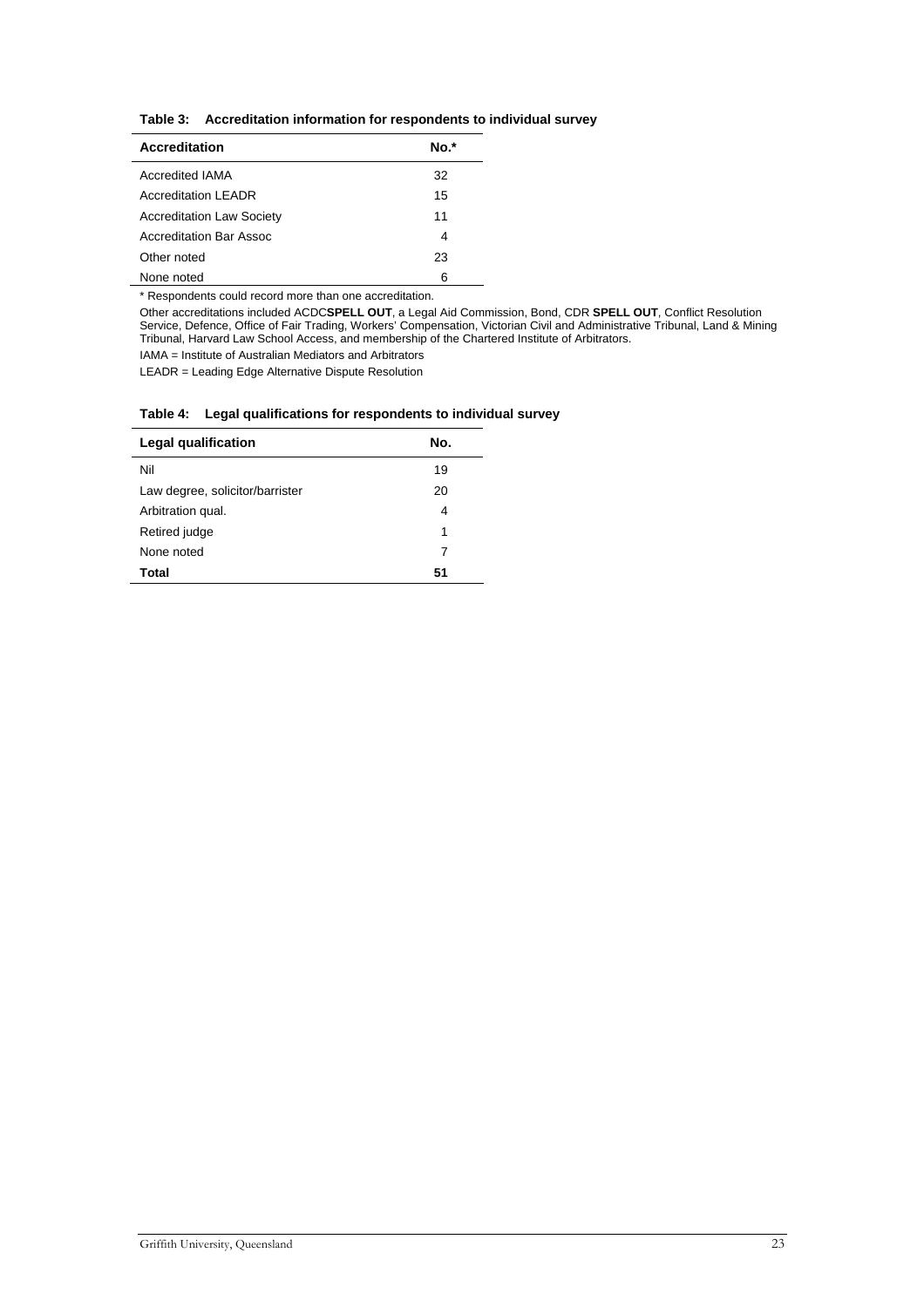**Table 3: Accreditation information for respondents to individual survey**

| Accreditation | No.* |
|---|---|
| Accredited IAMA | 32 |
| Accreditation LEADR | 15 |
| Accreditation Law Society | 11 |
| Accreditation Bar Assoc | 4 |
| Other noted | 23 |
| None noted | 6 |

* Respondents could record more than one accreditation.

Other accreditations included ACDC**SPELL OUT**, a Legal Aid Commission, Bond, CDR **SPELL OUT**, Conflict Resolution Service, Defence, Office of Fair Trading, Workers' Compensation, Victorian Civil and Administrative Tribunal, Land & Mining Tribunal, Harvard Law School Access, and membership of the Chartered Institute of Arbitrators.

IAMA = Institute of Australian Mediators and Arbitrators

LEADR = Leading Edge Alternative Dispute Resolution

**Table 4: Legal qualifications for respondents to individual survey**

| Legal qualification | No. |
|---|---|
| Nil | 19 |
| Law degree, solicitor/barrister | 20 |
| Arbitration qual. | 4 |
| Retired judge | 1 |
| None noted | 7 |
| **Total** | **51** |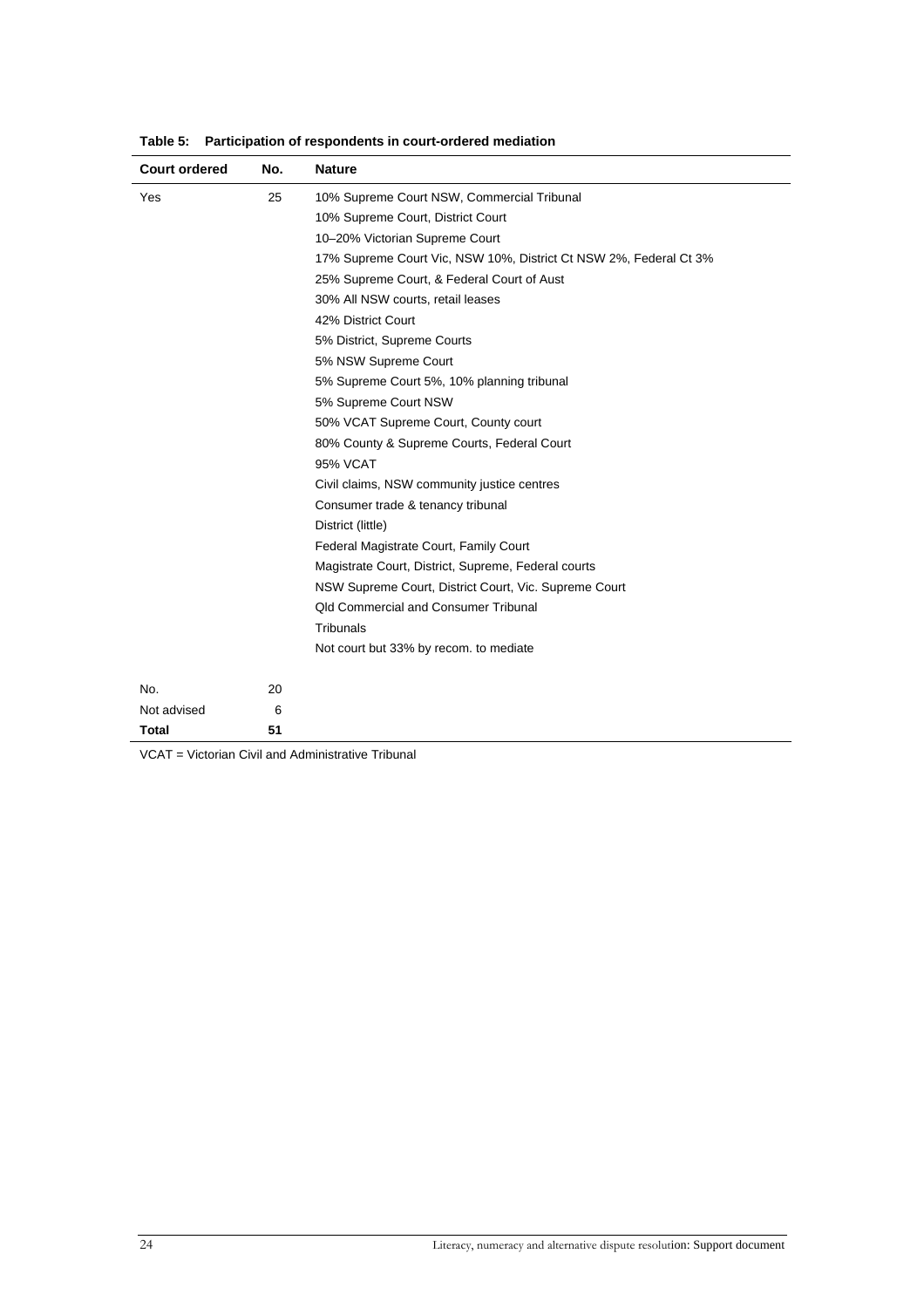**Table 5: Participation of respondents in court-ordered mediation**

| Court ordered | No. | Nature |
|---|---|---|
| Yes | 25 | 10% Supreme Court NSW, Commercial Tribunal |
| | | 10% Supreme Court, District Court |
| | | 10–20% Victorian Supreme Court |
| | | 17% Supreme Court Vic, NSW 10%, District Ct NSW 2%, Federal Ct 3% |
| | | 25% Supreme Court, & Federal Court of Aust |
| | | 30% All NSW courts, retail leases |
| | | 42% District Court |
| | | 5% District, Supreme Courts |
| | | 5% NSW Supreme Court |
| | | 5% Supreme Court 5%, 10% planning tribunal |
| | | 5% Supreme Court NSW |
| | | 50% VCAT Supreme Court, County court |
| | | 80% County & Supreme Courts, Federal Court |
| | | 95% VCAT |
| | | Civil claims, NSW community justice centres |
| | | Consumer trade & tenancy tribunal |
| | | District (little) |
| | | Federal Magistrate Court, Family Court |
| | | Magistrate Court, District, Supreme, Federal courts |
| | | NSW Supreme Court, District Court, Vic. Supreme Court |
| | | Qld Commercial and Consumer Tribunal |
| | | Tribunals |
| | | Not court but 33% by recom. to mediate |
| No. | 20 | |
| Not advised | 6 | |
| **Total** | **51** | |

VCAT = Victorian Civil and Administrative Tribunal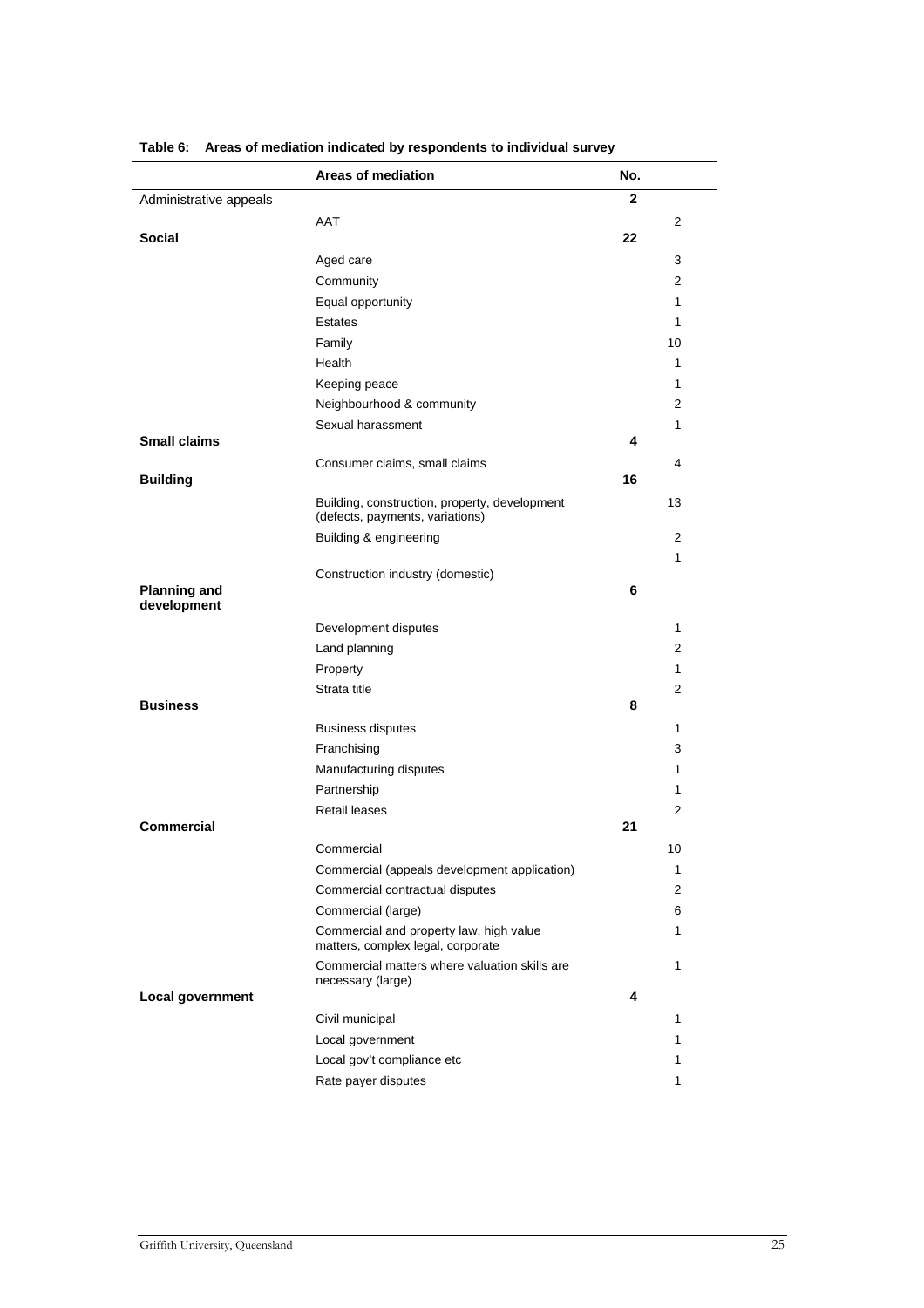**Table 6: Areas of mediation indicated by respondents to individual survey**

| | Areas of mediation | No. | |
|---|---|---|---|
| Administrative appeals | | **2** | |
| | AAT | | 2 |
| **Social** | | **22** | |
| | Aged care | | 3 |
| | Community | | 2 |
| | Equal opportunity | | 1 |
| | Estates | | 1 |
| | Family | | 10 |
| | Health | | 1 |
| | Keeping peace | | 1 |
| | Neighbourhood & community | | 2 |
| | Sexual harassment | | 1 |
| **Small claims** | | **4** | |
| | Consumer claims, small claims | | 4 |
| **Building** | | **16** | |
| | Building, construction, property, development (defects, payments, variations) | | 13 |
| | Building & engineering | | 2 |
| | Construction industry (domestic) | | 1 |
| **Planning and development** | | **6** | |
| | Development disputes | | 1 |
| | Land planning | | 2 |
| | Property | | 1 |
| | Strata title | | 2 |
| **Business** | | **8** | |
| | Business disputes | | 1 |
| | Franchising | | 3 |
| | Manufacturing disputes | | 1 |
| | Partnership | | 1 |
| | Retail leases | | 2 |
| **Commercial** | | **21** | |
| | Commercial | | 10 |
| | Commercial (appeals development application) | | 1 |
| | Commercial contractual disputes | | 2 |
| | Commercial (large) | | 6 |
| | Commercial and property law, high value matters, complex legal, corporate | | 1 |
| | Commercial matters where valuation skills are necessary (large) | | 1 |
| **Local government** | | **4** | |
| | Civil municipal | | 1 |
| | Local government | | 1 |
| | Local gov't compliance etc | | 1 |
| | Rate payer disputes | | 1 |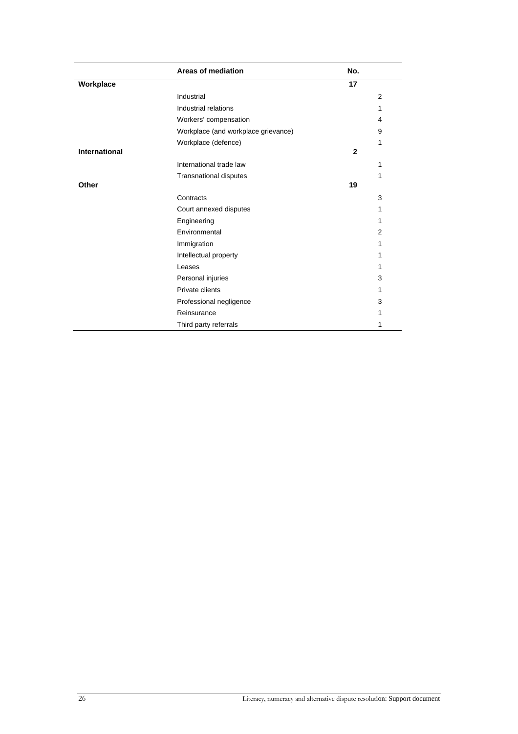|  | Areas of mediation | No. |  |
|---|---|---|---|
| **Workplace** |  | **17** |  |
|  | Industrial |  | 2 |
|  | Industrial relations |  | 1 |
|  | Workers' compensation |  | 4 |
|  | Workplace (and workplace grievance) |  | 9 |
|  | Workplace (defence) |  | 1 |
| **International** |  | **2** |  |
|  | International trade law |  | 1 |
|  | Transnational disputes |  | 1 |
| **Other** |  | **19** |  |
|  | Contracts |  | 3 |
|  | Court annexed disputes |  | 1 |
|  | Engineering |  | 1 |
|  | Environmental |  | 2 |
|  | Immigration |  | 1 |
|  | Intellectual property |  | 1 |
|  | Leases |  | 1 |
|  | Personal injuries |  | 3 |
|  | Private clients |  | 1 |
|  | Professional negligence |  | 3 |
|  | Reinsurance |  | 1 |
|  | Third party referrals |  | 1 |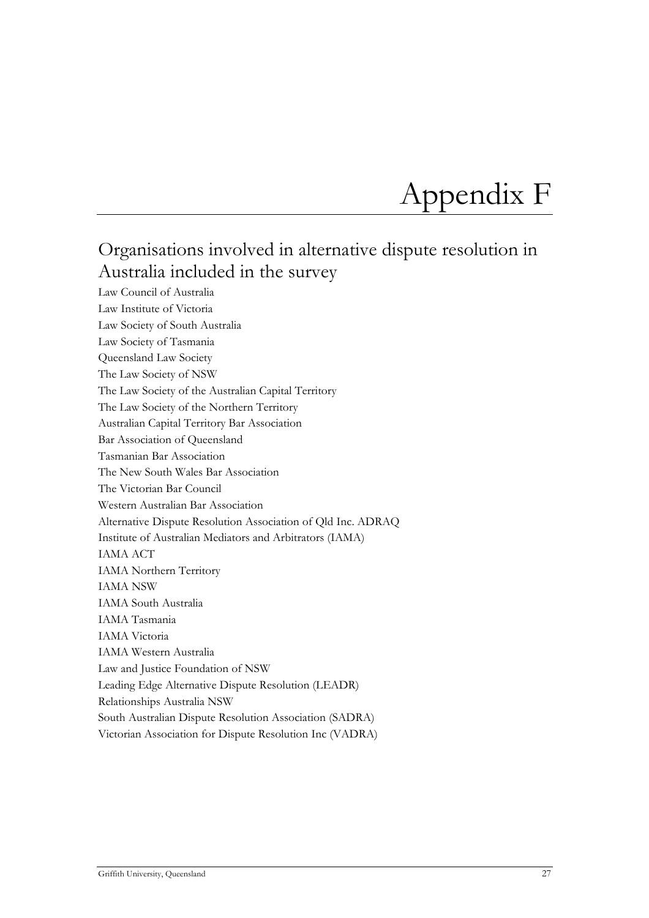# Appendix F

## Organisations involved in alternative dispute resolution in Australia included in the survey

Law Council of Australia
Law Institute of Victoria
Law Society of South Australia
Law Society of Tasmania
Queensland Law Society
The Law Society of NSW
The Law Society of the Australian Capital Territory
The Law Society of the Northern Territory
Australian Capital Territory Bar Association
Bar Association of Queensland
Tasmanian Bar Association
The New South Wales Bar Association
The Victorian Bar Council
Western Australian Bar Association
Alternative Dispute Resolution Association of Qld Inc. ADRAQ
Institute of Australian Mediators and Arbitrators (IAMA)
IAMA ACT
IAMA Northern Territory
IAMA NSW
IAMA South Australia
IAMA Tasmania
IAMA Victoria
IAMA Western Australia
Law and Justice Foundation of NSW
Leading Edge Alternative Dispute Resolution (LEADR)
Relationships Australia NSW
South Australian Dispute Resolution Association (SADRA)
Victorian Association for Dispute Resolution Inc (VADRA)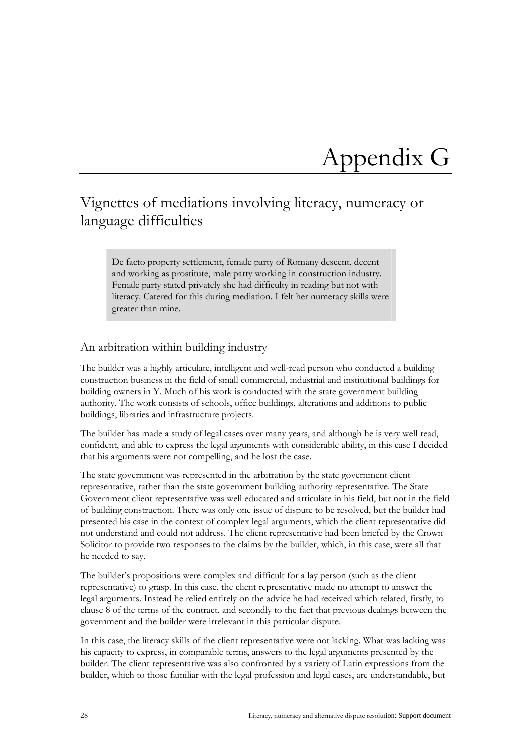# Appendix G

## Vignettes of mediations involving literacy, numeracy or language difficulties

> De facto property settlement, female party of Romany descent, decent and working as prostitute, male party working in construction industry. Female party stated privately she had difficulty in reading but not with literacy. Catered for this during mediation. I felt her numeracy skills were greater than mine.

### An arbitration within building industry

The builder was a highly articulate, intelligent and well-read person who conducted a building construction business in the field of small commercial, industrial and institutional buildings for building owners in Y. Much of his work is conducted with the state government building authority. The work consists of schools, office buildings, alterations and additions to public buildings, libraries and infrastructure projects.

The builder has made a study of legal cases over many years, and although he is very well read, confident, and able to express the legal arguments with considerable ability, in this case I decided that his arguments were not compelling, and he lost the case.

The state government was represented in the arbitration by the state government client representative, rather than the state government building authority representative. The State Government client representative was well educated and articulate in his field, but not in the field of building construction. There was only one issue of dispute to be resolved, but the builder had presented his case in the context of complex legal arguments, which the client representative did not understand and could not address. The client representative had been briefed by the Crown Solicitor to provide two responses to the claims by the builder, which, in this case, were all that he needed to say.

The builder's propositions were complex and difficult for a lay person (such as the client representative) to grasp. In this case, the client representative made no attempt to answer the legal arguments. Instead he relied entirely on the advice he had received which related, firstly, to clause 8 of the terms of the contract, and secondly to the fact that previous dealings between the government and the builder were irrelevant in this particular dispute.

In this case, the literacy skills of the client representative were not lacking. What was lacking was his capacity to express, in comparable terms, answers to the legal arguments presented by the builder. The client representative was also confronted by a variety of Latin expressions from the builder, which to those familiar with the legal profession and legal cases, are understandable, but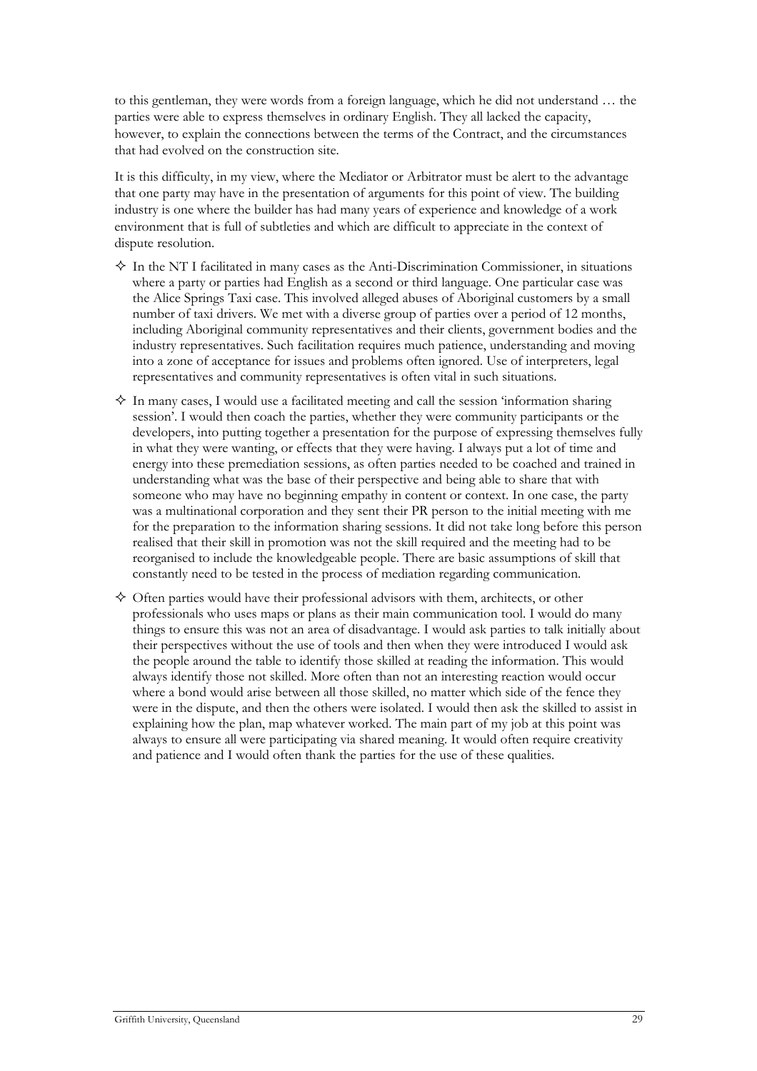to this gentleman, they were words from a foreign language, which he did not understand … the parties were able to express themselves in ordinary English. They all lacked the capacity, however, to explain the connections between the terms of the Contract, and the circumstances that had evolved on the construction site.

It is this difficulty, in my view, where the Mediator or Arbitrator must be alert to the advantage that one party may have in the presentation of arguments for this point of view. The building industry is one where the builder has had many years of experience and knowledge of a work environment that is full of subtleties and which are difficult to appreciate in the context of dispute resolution.

- In the NT I facilitated in many cases as the Anti-Discrimination Commissioner, in situations where a party or parties had English as a second or third language. One particular case was the Alice Springs Taxi case. This involved alleged abuses of Aboriginal customers by a small number of taxi drivers. We met with a diverse group of parties over a period of 12 months, including Aboriginal community representatives and their clients, government bodies and the industry representatives. Such facilitation requires much patience, understanding and moving into a zone of acceptance for issues and problems often ignored. Use of interpreters, legal representatives and community representatives is often vital in such situations.
- In many cases, I would use a facilitated meeting and call the session 'information sharing session'. I would then coach the parties, whether they were community participants or the developers, into putting together a presentation for the purpose of expressing themselves fully in what they were wanting, or effects that they were having. I always put a lot of time and energy into these premediation sessions, as often parties needed to be coached and trained in understanding what was the base of their perspective and being able to share that with someone who may have no beginning empathy in content or context. In one case, the party was a multinational corporation and they sent their PR person to the initial meeting with me for the preparation to the information sharing sessions. It did not take long before this person realised that their skill in promotion was not the skill required and the meeting had to be reorganised to include the knowledgeable people. There are basic assumptions of skill that constantly need to be tested in the process of mediation regarding communication.
- Often parties would have their professional advisors with them, architects, or other professionals who uses maps or plans as their main communication tool. I would do many things to ensure this was not an area of disadvantage. I would ask parties to talk initially about their perspectives without the use of tools and then when they were introduced I would ask the people around the table to identify those skilled at reading the information. This would always identify those not skilled. More often than not an interesting reaction would occur where a bond would arise between all those skilled, no matter which side of the fence they were in the dispute, and then the others were isolated. I would then ask the skilled to assist in explaining how the plan, map whatever worked. The main part of my job at this point was always to ensure all were participating via shared meaning. It would often require creativity and patience and I would often thank the parties for the use of these qualities.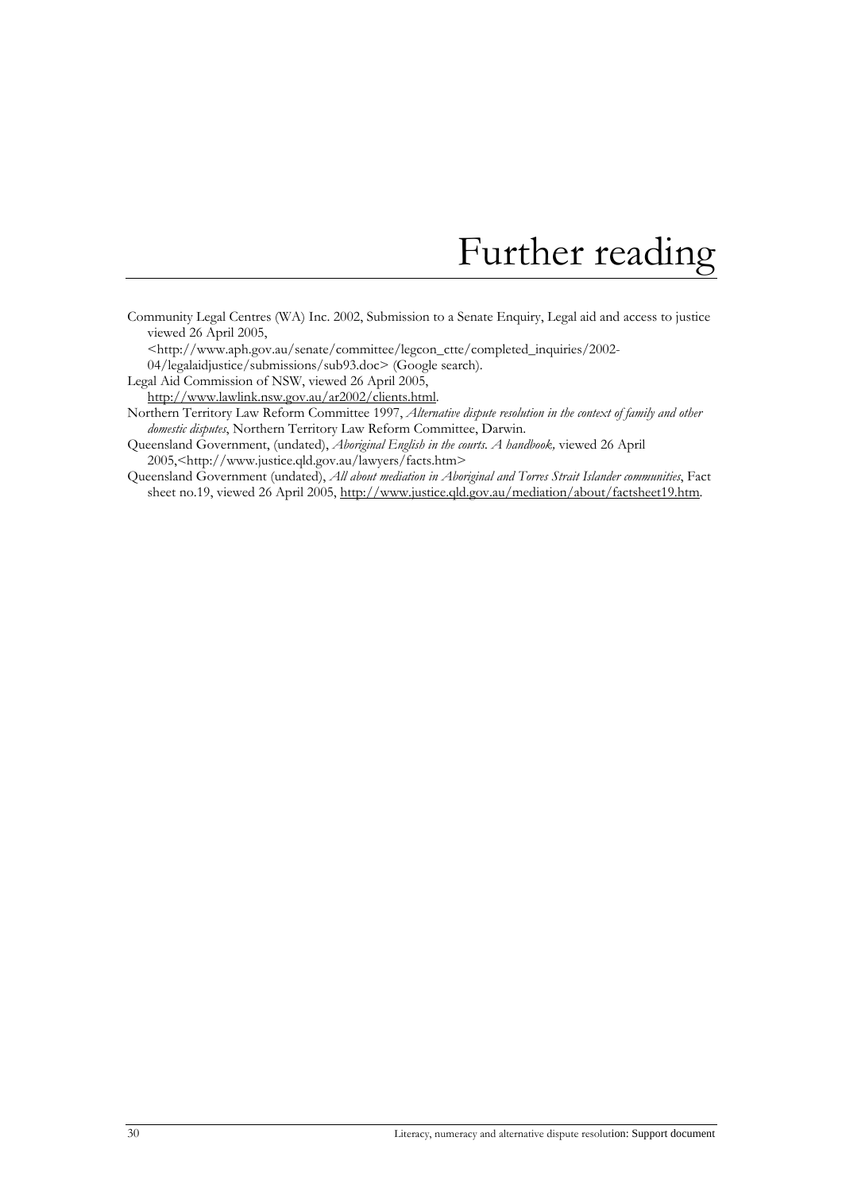# Further reading

Community Legal Centres (WA) Inc. 2002, Submission to a Senate Enquiry, Legal aid and access to justice viewed 26 April 2005, <http://www.aph.gov.au/senate/committee/legcon_ctte/completed_inquiries/2002-04/legalaidjustice/submissions/sub93.doc> (Google search).

Legal Aid Commission of NSW, viewed 26 April 2005, http://www.lawlink.nsw.gov.au/ar2002/clients.html.

Northern Territory Law Reform Committee 1997, *Alternative dispute resolution in the context of family and other domestic disputes*, Northern Territory Law Reform Committee, Darwin.

Queensland Government, (undated), *Aboriginal English in the courts. A handbook,* viewed 26 April 2005,<http://www.justice.qld.gov.au/lawyers/facts.htm>

Queensland Government (undated), *All about mediation in Aboriginal and Torres Strait Islander communities*, Fact sheet no.19, viewed 26 April 2005, http://www.justice.qld.gov.au/mediation/about/factsheet19.htm.